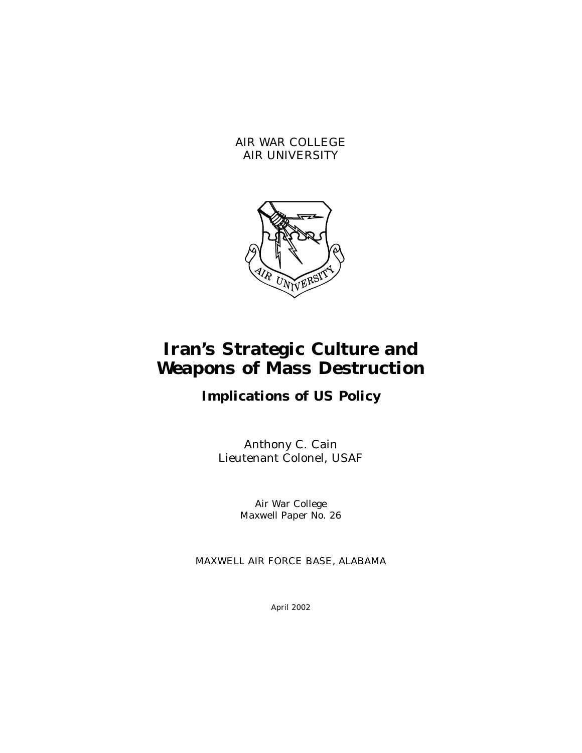AIR WAR COLLEGE
AIR UNIVERSITY

# Iran's Strategic Culture and Weapons of Mass Destruction

## Implications of US Policy

Anthony C. Cain
Lieutenant Colonel, USAF

Air War College
Maxwell Paper No. 26

MAXWELL AIR FORCE BASE, ALABAMA

April 2002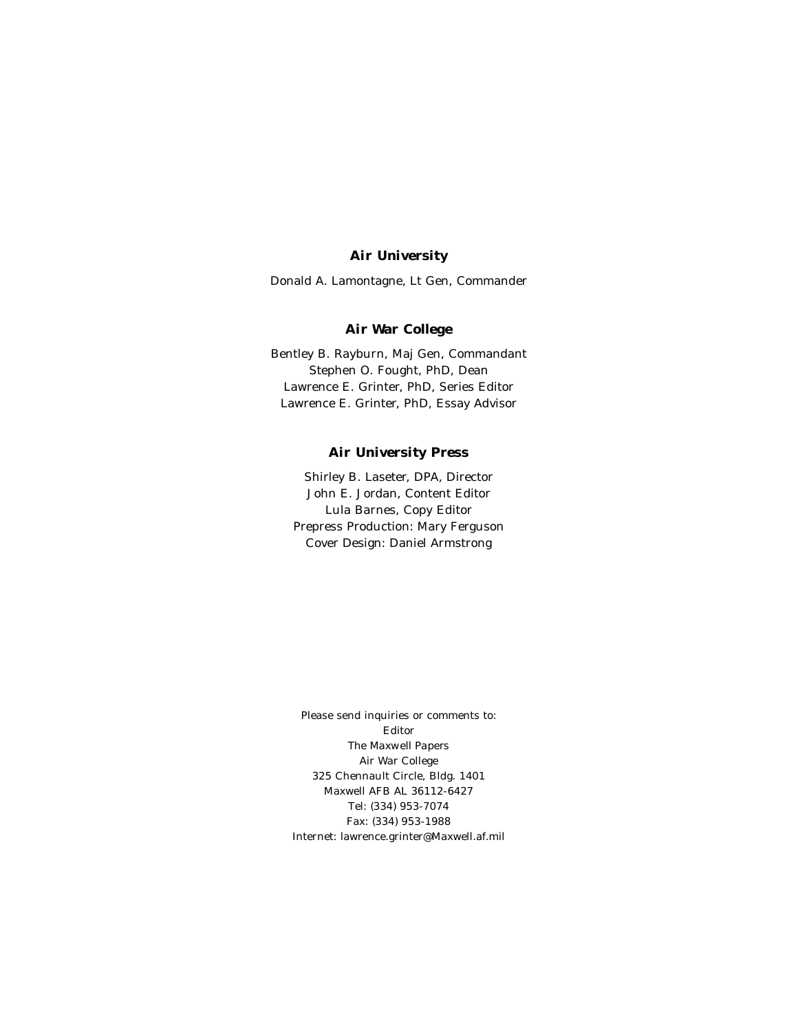**Air University**

Donald A. Lamontagne, Lt Gen, Commander

**Air War College**

Bentley B. Rayburn, Maj Gen, Commandant
Stephen O. Fought, PhD, Dean
Lawrence E. Grinter, PhD, Series Editor
Lawrence E. Grinter, PhD, Essay Advisor

**Air University Press**

Shirley B. Laseter, DPA, Director
John E. Jordan, Content Editor
Lula Barnes, Copy Editor
Prepress Production: Mary Ferguson
Cover Design: Daniel Armstrong

Please send inquiries or comments to:
Editor
The Maxwell Papers
Air War College
325 Chennault Circle, Bldg. 1401
Maxwell AFB AL 36112-6427
Tel: (334) 953-7074
Fax: (334) 953-1988
Internet: lawrence.grinter@Maxwell.af.mil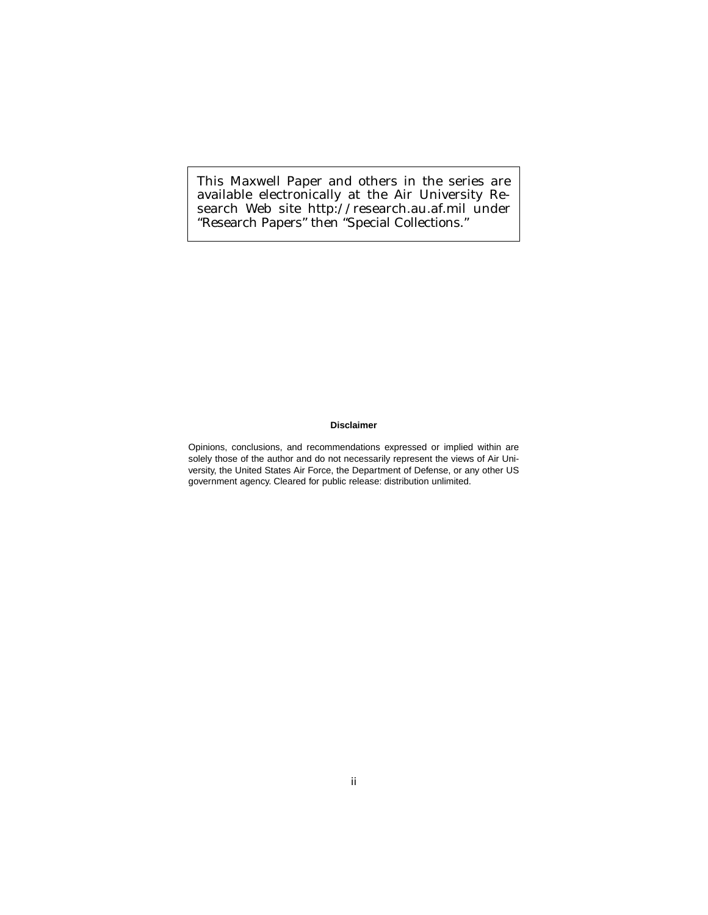This Maxwell Paper and others in the series are available electronically at the Air University Research Web site http://research.au.af.mil under "Research Papers" then "Special Collections."

**Disclaimer**

Opinions, conclusions, and recommendations expressed or implied within are solely those of the author and do not necessarily represent the views of Air University, the United States Air Force, the Department of Defense, or any other US government agency. Cleared for public release: distribution unlimited.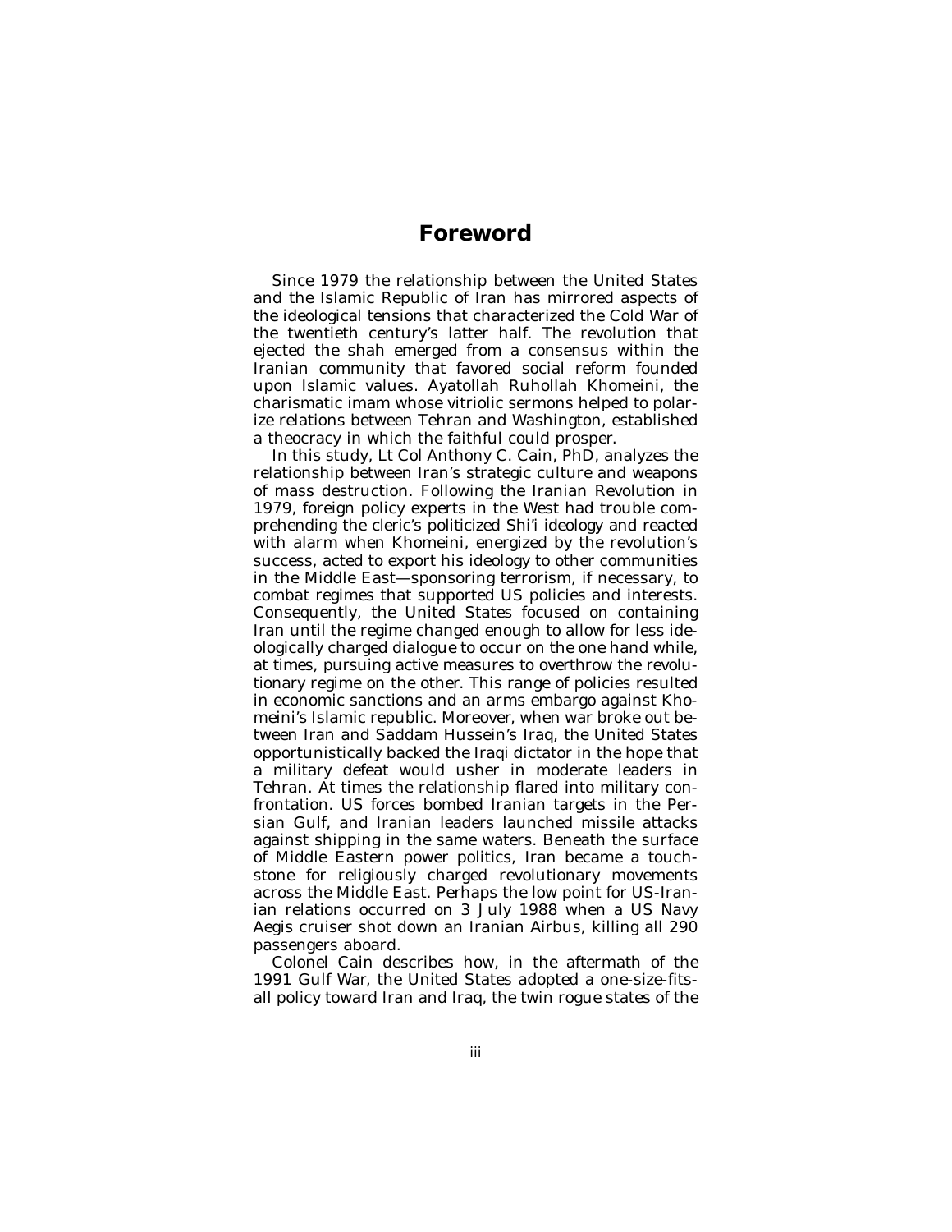# Foreword

Since 1979 the relationship between the United States and the Islamic Republic of Iran has mirrored aspects of the ideological tensions that characterized the Cold War of the twentieth century's latter half. The revolution that ejected the shah emerged from a consensus within the Iranian community that favored social reform founded upon Islamic values. Ayatollah Ruhollah Khomeini, the charismatic imam whose vitriolic sermons helped to polarize relations between Tehran and Washington, established a theocracy in which the faithful could prosper.

In this study, Lt Col Anthony C. Cain, PhD, analyzes the relationship between Iran's strategic culture and weapons of mass destruction. Following the Iranian Revolution in 1979, foreign policy experts in the West had trouble comprehending the cleric's politicized Shi'i ideology and reacted with alarm when Khomeini, energized by the revolution's success, acted to export his ideology to other communities in the Middle East—sponsoring terrorism, if necessary, to combat regimes that supported US policies and interests. Consequently, the United States focused on containing Iran until the regime changed enough to allow for less ideologically charged dialogue to occur on the one hand while, at times, pursuing active measures to overthrow the revolutionary regime on the other. This range of policies resulted in economic sanctions and an arms embargo against Khomeini's Islamic republic. Moreover, when war broke out between Iran and Saddam Hussein's Iraq, the United States opportunistically backed the Iraqi dictator in the hope that a military defeat would usher in moderate leaders in Tehran. At times the relationship flared into military confrontation. US forces bombed Iranian targets in the Persian Gulf, and Iranian leaders launched missile attacks against shipping in the same waters. Beneath the surface of Middle Eastern power politics, Iran became a touchstone for religiously charged revolutionary movements across the Middle East. Perhaps the low point for US-Iranian relations occurred on 3 July 1988 when a US Navy Aegis cruiser shot down an Iranian Airbus, killing all 290 passengers aboard.

Colonel Cain describes how, in the aftermath of the 1991 Gulf War, the United States adopted a one-size-fits-all policy toward Iran and Iraq, the twin rogue states of the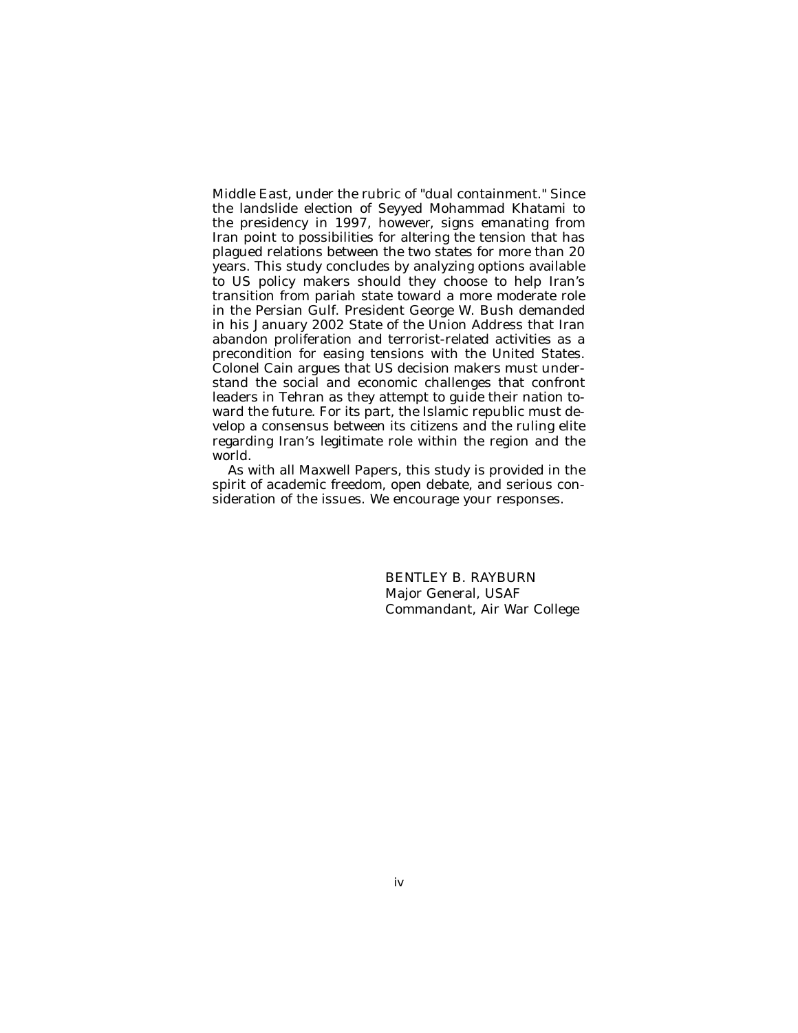Middle East, under the rubric of "dual containment." Since the landslide election of Seyyed Mohammad Khatami to the presidency in 1997, however, signs emanating from Iran point to possibilities for altering the tension that has plagued relations between the two states for more than 20 years. This study concludes by analyzing options available to US policy makers should they choose to help Iran's transition from pariah state toward a more moderate role in the Persian Gulf. President George W. Bush demanded in his January 2002 State of the Union Address that Iran abandon proliferation and terrorist-related activities as a precondition for easing tensions with the United States. Colonel Cain argues that US decision makers must understand the social and economic challenges that confront leaders in Tehran as they attempt to guide their nation toward the future. For its part, the Islamic republic must develop a consensus between its citizens and the ruling elite regarding Iran's legitimate role within the region and the world.

As with all Maxwell Papers, this study is provided in the spirit of academic freedom, open debate, and serious consideration of the issues. We encourage your responses.

BENTLEY B. RAYBURN
Major General, USAF
Commandant, Air War College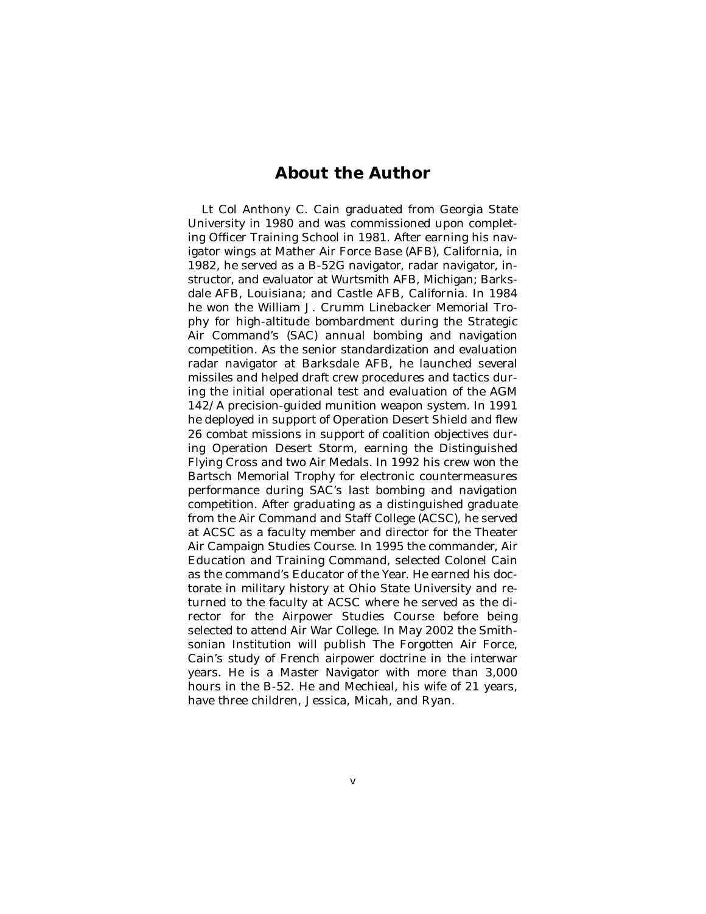## About the Author

Lt Col Anthony C. Cain graduated from Georgia State University in 1980 and was commissioned upon completing Officer Training School in 1981. After earning his navigator wings at Mather Air Force Base (AFB), California, in 1982, he served as a B-52G navigator, radar navigator, instructor, and evaluator at Wurtsmith AFB, Michigan; Barksdale AFB, Louisiana; and Castle AFB, California. In 1984 he won the William J. Crumm Linebacker Memorial Trophy for high-altitude bombardment during the Strategic Air Command's (SAC) annual bombing and navigation competition. As the senior standardization and evaluation radar navigator at Barksdale AFB, he launched several missiles and helped draft crew procedures and tactics during the initial operational test and evaluation of the AGM 142/A precision-guided munition weapon system. In 1991 he deployed in support of Operation Desert Shield and flew 26 combat missions in support of coalition objectives during Operation Desert Storm, earning the Distinguished Flying Cross and two Air Medals. In 1992 his crew won the Bartsch Memorial Trophy for electronic countermeasures performance during SAC's last bombing and navigation competition. After graduating as a distinguished graduate from the Air Command and Staff College (ACSC), he served at ACSC as a faculty member and director for the Theater Air Campaign Studies Course. In 1995 the commander, Air Education and Training Command, selected Colonel Cain as the command's Educator of the Year. He earned his doctorate in military history at Ohio State University and returned to the faculty at ACSC where he served as the director for the Airpower Studies Course before being selected to attend Air War College. In May 2002 the Smithsonian Institution will publish The Forgotten Air Force, Cain's study of French airpower doctrine in the interwar years. He is a Master Navigator with more than 3,000 hours in the B-52. He and Mechieal, his wife of 21 years, have three children, Jessica, Micah, and Ryan.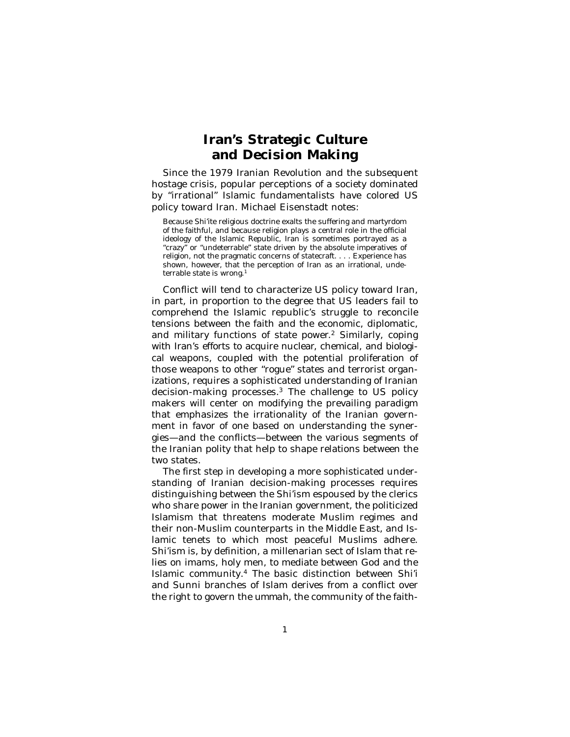# Iran's Strategic Culture and Decision Making

Since the 1979 Iranian Revolution and the subsequent hostage crisis, popular perceptions of a society dominated by "irrational" Islamic fundamentalists have colored US policy toward Iran. Michael Eisenstadt notes:

> Because Shi'ite religious doctrine exalts the suffering and martyrdom of the faithful, and because religion plays a central role in the official ideology of the Islamic Republic, Iran is sometimes portrayed as a "crazy" or "undeterrable" state driven by the absolute imperatives of religion, not the pragmatic concerns of statecraft. . . . Experience has shown, however, that the perception of Iran as an irrational, undeterrable state is wrong.[1]

Conflict will tend to characterize US policy toward Iran, in part, in proportion to the degree that US leaders fail to comprehend the Islamic republic's struggle to reconcile tensions between the faith and the economic, diplomatic, and military functions of state power.[2] Similarly, coping with Iran's efforts to acquire nuclear, chemical, and biological weapons, coupled with the potential proliferation of those weapons to other "rogue" states and terrorist organizations, requires a sophisticated understanding of Iranian decision-making processes.[3] The challenge to US policy makers will center on modifying the prevailing paradigm that emphasizes the irrationality of the Iranian government in favor of one based on understanding the synergies—and the conflicts—between the various segments of the Iranian polity that help to shape relations between the two states.

The first step in developing a more sophisticated understanding of Iranian decision-making processes requires distinguishing between the Shi'ism espoused by the clerics who share power in the Iranian government, the politicized Islamism that threatens moderate Muslim regimes and their non-Muslim counterparts in the Middle East, and Islamic tenets to which most peaceful Muslims adhere. Shi'ism is, by definition, a millenarian sect of Islam that relies on imams, holy men, to mediate between God and the Islamic community.[4] The basic distinction between Shi'i and Sunni branches of Islam derives from a conflict over the right to govern the ummah, the community of the faith-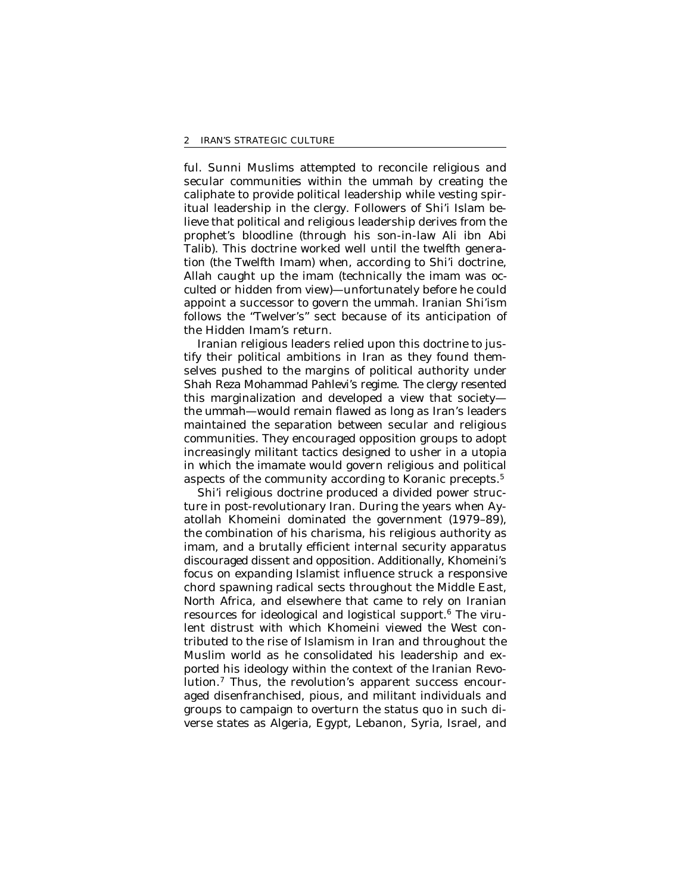ful. Sunni Muslims attempted to reconcile religious and secular communities within the ummah by creating the caliphate to provide political leadership while vesting spiritual leadership in the clergy. Followers of Shi'i Islam believe that political and religious leadership derives from the prophet's bloodline (through his son-in-law Ali ibn Abi Talib). This doctrine worked well until the twelfth generation (the Twelfth Imam) when, according to Shi'i doctrine, Allah caught up the imam (technically the imam was occulted or hidden from view)—unfortunately before he could appoint a successor to govern the ummah. Iranian Shi'ism follows the "Twelver's" sect because of its anticipation of the Hidden Imam's return.

Iranian religious leaders relied upon this doctrine to justify their political ambitions in Iran as they found themselves pushed to the margins of political authority under Shah Reza Mohammad Pahlevi's regime. The clergy resented this marginalization and developed a view that society—the ummah—would remain flawed as long as Iran's leaders maintained the separation between secular and religious communities. They encouraged opposition groups to adopt increasingly militant tactics designed to usher in a utopia in which the imamate would govern religious and political aspects of the community according to Koranic precepts.[5]

Shi'i religious doctrine produced a divided power structure in post-revolutionary Iran. During the years when Ayatollah Khomeini dominated the government (1979–89), the combination of his charisma, his religious authority as imam, and a brutally efficient internal security apparatus discouraged dissent and opposition. Additionally, Khomeini's focus on expanding Islamist influence struck a responsive chord spawning radical sects throughout the Middle East, North Africa, and elsewhere that came to rely on Iranian resources for ideological and logistical support.[6] The virulent distrust with which Khomeini viewed the West contributed to the rise of Islamism in Iran and throughout the Muslim world as he consolidated his leadership and exported his ideology within the context of the Iranian Revolution.[7] Thus, the revolution's apparent success encouraged disenfranchised, pious, and militant individuals and groups to campaign to overturn the status quo in such diverse states as Algeria, Egypt, Lebanon, Syria, Israel, and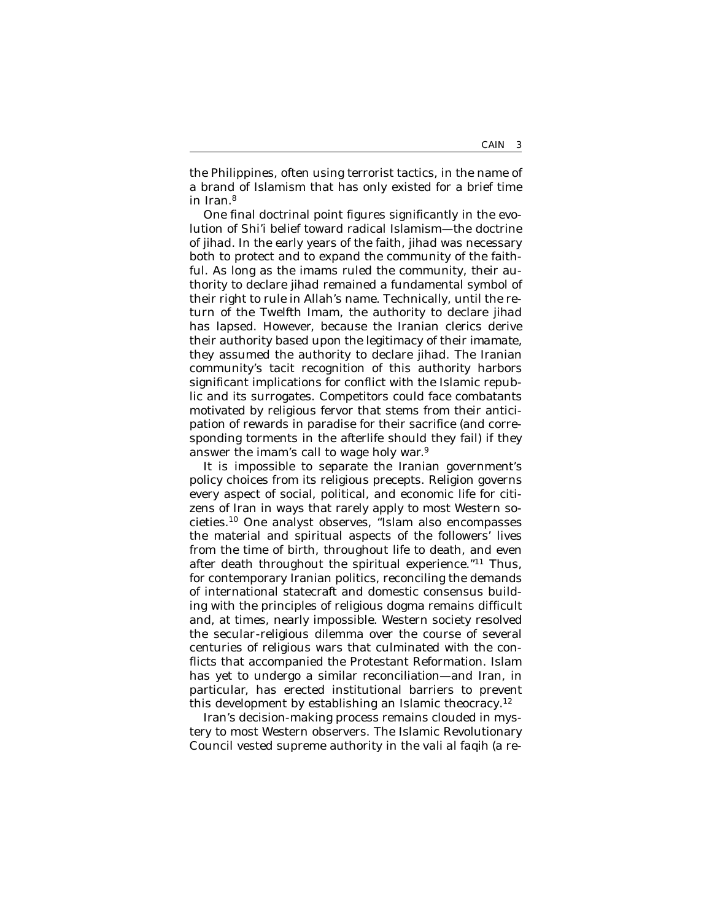the Philippines, often using terrorist tactics, in the name of a brand of Islamism that has only existed for a brief time in Iran.[8]

One final doctrinal point figures significantly in the evolution of Shi'i belief toward radical Islamism—the doctrine of jihad. In the early years of the faith, jihad was necessary both to protect and to expand the community of the faithful. As long as the imams ruled the community, their authority to declare jihad remained a fundamental symbol of their right to rule in Allah's name. Technically, until the return of the Twelfth Imam, the authority to declare jihad has lapsed. However, because the Iranian clerics derive their authority based upon the legitimacy of their imamate, they assumed the authority to declare jihad. The Iranian community's tacit recognition of this authority harbors significant implications for conflict with the Islamic republic and its surrogates. Competitors could face combatants motivated by religious fervor that stems from their anticipation of rewards in paradise for their sacrifice (and corresponding torments in the afterlife should they fail) if they answer the imam's call to wage holy war.[9]

It is impossible to separate the Iranian government's policy choices from its religious precepts. Religion governs every aspect of social, political, and economic life for citizens of Iran in ways that rarely apply to most Western societies.[10] One analyst observes, "Islam also encompasses the material and spiritual aspects of the followers' lives from the time of birth, throughout life to death, and even after death throughout the spiritual experience."[11] Thus, for contemporary Iranian politics, reconciling the demands of international statecraft and domestic consensus building with the principles of religious dogma remains difficult and, at times, nearly impossible. Western society resolved the secular-religious dilemma over the course of several centuries of religious wars that culminated with the conflicts that accompanied the Protestant Reformation. Islam has yet to undergo a similar reconciliation—and Iran, in particular, has erected institutional barriers to prevent this development by establishing an Islamic theocracy.[12]

Iran's decision-making process remains clouded in mystery to most Western observers. The Islamic Revolutionary Council vested supreme authority in the *vali al faqih* (a re-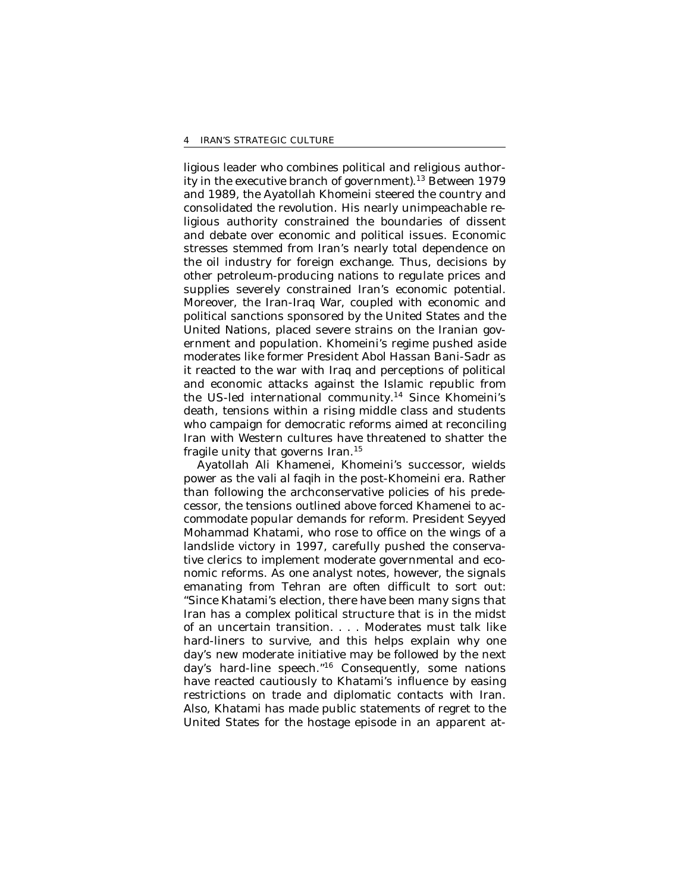ligious leader who combines political and religious authority in the executive branch of government).[13] Between 1979 and 1989, the Ayatollah Khomeini steered the country and consolidated the revolution. His nearly unimpeachable religious authority constrained the boundaries of dissent and debate over economic and political issues. Economic stresses stemmed from Iran's nearly total dependence on the oil industry for foreign exchange. Thus, decisions by other petroleum-producing nations to regulate prices and supplies severely constrained Iran's economic potential. Moreover, the Iran-Iraq War, coupled with economic and political sanctions sponsored by the United States and the United Nations, placed severe strains on the Iranian government and population. Khomeini's regime pushed aside moderates like former President Abol Hassan Bani-Sadr as it reacted to the war with Iraq and perceptions of political and economic attacks against the Islamic republic from the US-led international community.[14] Since Khomeini's death, tensions within a rising middle class and students who campaign for democratic reforms aimed at reconciling Iran with Western cultures have threatened to shatter the fragile unity that governs Iran.[15]

Ayatollah Ali Khamenei, Khomeini's successor, wields power as the vali al faqih in the post-Khomeini era. Rather than following the archconservative policies of his predecessor, the tensions outlined above forced Khamenei to accommodate popular demands for reform. President Seyyed Mohammad Khatami, who rose to office on the wings of a landslide victory in 1997, carefully pushed the conservative clerics to implement moderate governmental and economic reforms. As one analyst notes, however, the signals emanating from Tehran are often difficult to sort out: "Since Khatami's election, there have been many signs that Iran has a complex political structure that is in the midst of an uncertain transition. . . . Moderates must talk like hard-liners to survive, and this helps explain why one day's new moderate initiative may be followed by the next day's hard-line speech."[16] Consequently, some nations have reacted cautiously to Khatami's influence by easing restrictions on trade and diplomatic contacts with Iran. Also, Khatami has made public statements of regret to the United States for the hostage episode in an apparent at-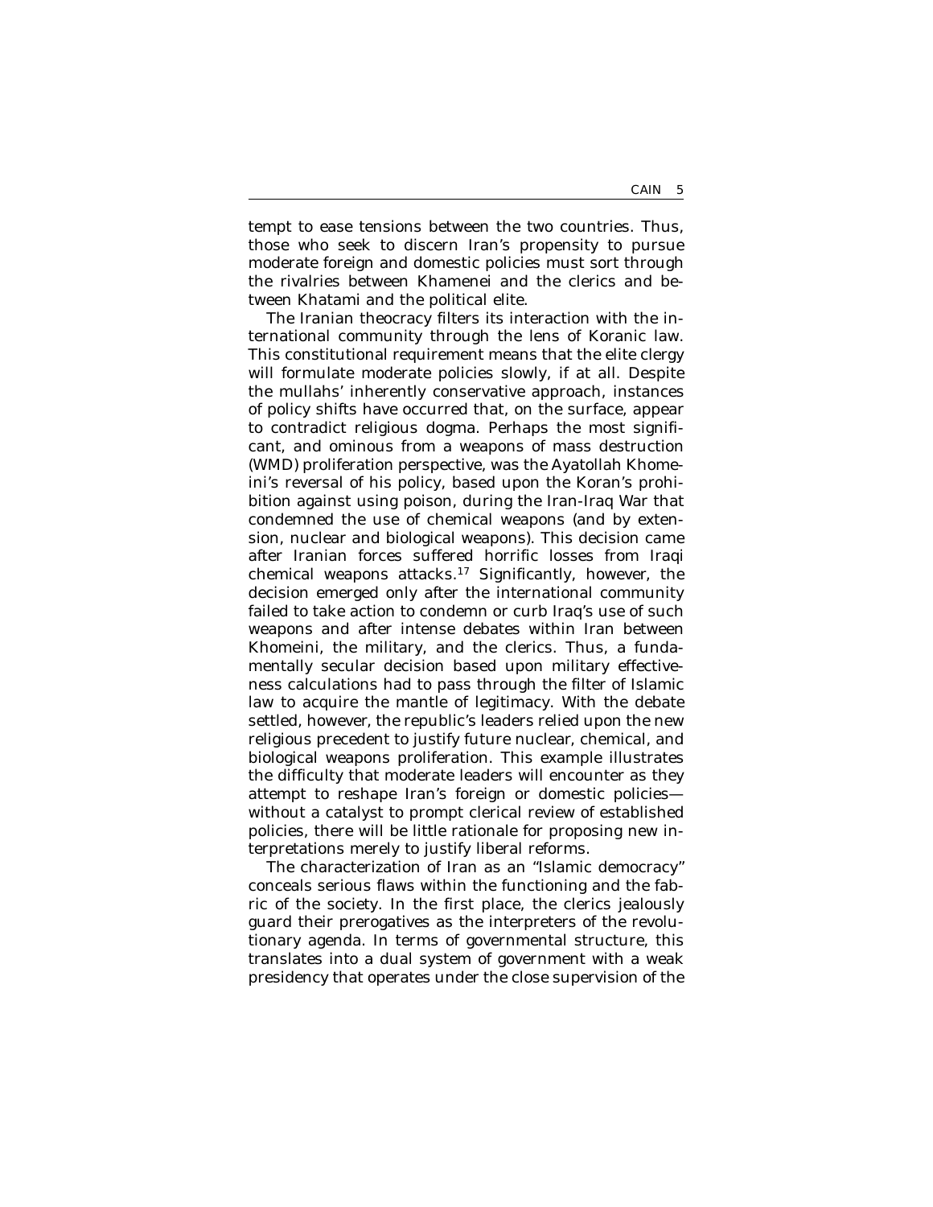tempt to ease tensions between the two countries. Thus, those who seek to discern Iran's propensity to pursue moderate foreign and domestic policies must sort through the rivalries between Khamenei and the clerics and between Khatami and the political elite.

The Iranian theocracy filters its interaction with the international community through the lens of Koranic law. This constitutional requirement means that the elite clergy will formulate moderate policies slowly, if at all. Despite the mullahs' inherently conservative approach, instances of policy shifts have occurred that, on the surface, appear to contradict religious dogma. Perhaps the most significant, and ominous from a weapons of mass destruction (WMD) proliferation perspective, was the Ayatollah Khomeini's reversal of his policy, based upon the Koran's prohibition against using poison, during the Iran-Iraq War that condemned the use of chemical weapons (and by extension, nuclear and biological weapons). This decision came after Iranian forces suffered horrific losses from Iraqi chemical weapons attacks.[17] Significantly, however, the decision emerged only after the international community failed to take action to condemn or curb Iraq's use of such weapons and after intense debates within Iran between Khomeini, the military, and the clerics. Thus, a fundamentally secular decision based upon military effectiveness calculations had to pass through the filter of Islamic law to acquire the mantle of legitimacy. With the debate settled, however, the republic's leaders relied upon the new religious precedent to justify future nuclear, chemical, and biological weapons proliferation. This example illustrates the difficulty that moderate leaders will encounter as they attempt to reshape Iran's foreign or domestic policies—without a catalyst to prompt clerical review of established policies, there will be little rationale for proposing new interpretations merely to justify liberal reforms.

The characterization of Iran as an "Islamic democracy" conceals serious flaws within the functioning and the fabric of the society. In the first place, the clerics jealously guard their prerogatives as the interpreters of the revolutionary agenda. In terms of governmental structure, this translates into a dual system of government with a weak presidency that operates under the close supervision of the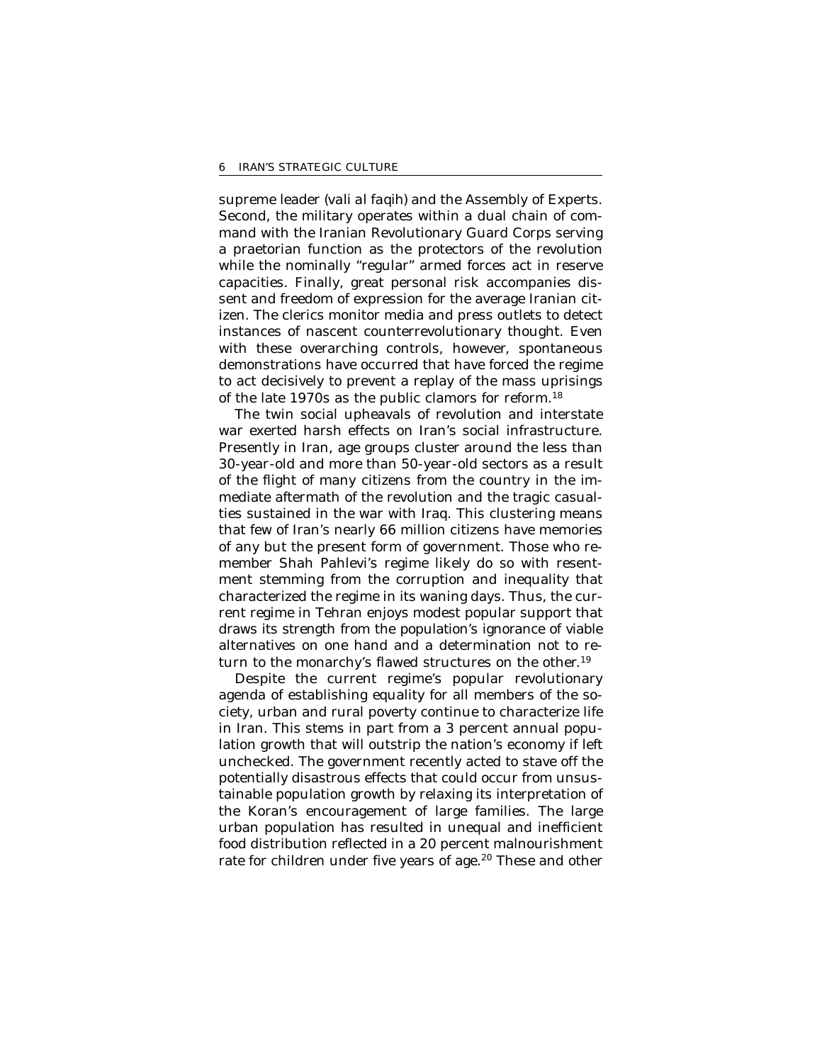supreme leader (*vali al faqih*) and the Assembly of Experts. Second, the military operates within a dual chain of command with the Iranian Revolutionary Guard Corps serving a praetorian function as the protectors of the revolution while the nominally "regular" armed forces act in reserve capacities. Finally, great personal risk accompanies dissent and freedom of expression for the average Iranian citizen. The clerics monitor media and press outlets to detect instances of nascent counterrevolutionary thought. Even with these overarching controls, however, spontaneous demonstrations have occurred that have forced the regime to act decisively to prevent a replay of the mass uprisings of the late 1970s as the public clamors for reform.[18]

The twin social upheavals of revolution and interstate war exerted harsh effects on Iran's social infrastructure. Presently in Iran, age groups cluster around the less than 30-year-old and more than 50-year-old sectors as a result of the flight of many citizens from the country in the immediate aftermath of the revolution and the tragic casualties sustained in the war with Iraq. This clustering means that few of Iran's nearly 66 million citizens have memories of any but the present form of government. Those who remember Shah Pahlevi's regime likely do so with resentment stemming from the corruption and inequality that characterized the regime in its waning days. Thus, the current regime in Tehran enjoys modest popular support that draws its strength from the population's ignorance of viable alternatives on one hand and a determination not to return to the monarchy's flawed structures on the other.[19]

Despite the current regime's popular revolutionary agenda of establishing equality for all members of the society, urban and rural poverty continue to characterize life in Iran. This stems in part from a 3 percent annual population growth that will outstrip the nation's economy if left unchecked. The government recently acted to stave off the potentially disastrous effects that could occur from unsustainable population growth by relaxing its interpretation of the Koran's encouragement of large families. The large urban population has resulted in unequal and inefficient food distribution reflected in a 20 percent malnourishment rate for children under five years of age.[20] These and other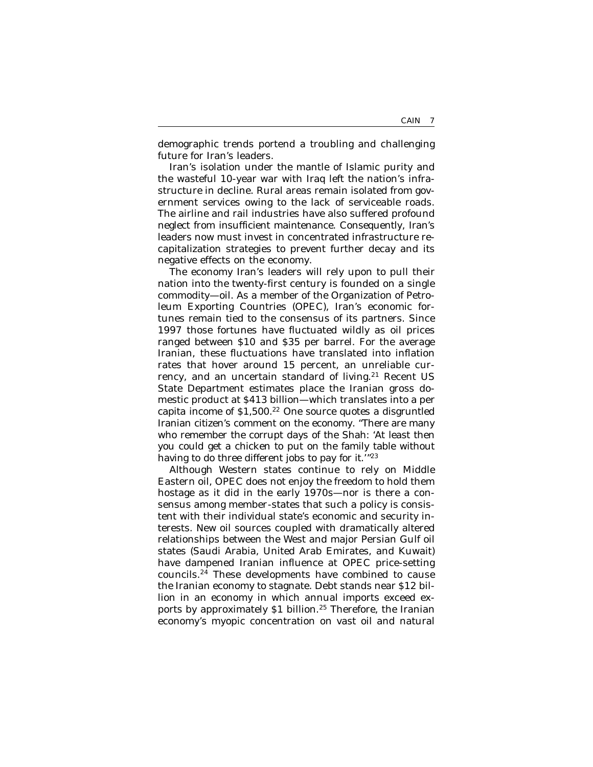demographic trends portend a troubling and challenging future for Iran's leaders.

Iran's isolation under the mantle of Islamic purity and the wasteful 10-year war with Iraq left the nation's infrastructure in decline. Rural areas remain isolated from government services owing to the lack of serviceable roads. The airline and rail industries have also suffered profound neglect from insufficient maintenance. Consequently, Iran's leaders now must invest in concentrated infrastructure recapitalization strategies to prevent further decay and its negative effects on the economy.

The economy Iran's leaders will rely upon to pull their nation into the twenty-first century is founded on a single commodity—oil. As a member of the Organization of Petroleum Exporting Countries (OPEC), Iran's economic fortunes remain tied to the consensus of its partners. Since 1997 those fortunes have fluctuated wildly as oil prices ranged between $10 and $35 per barrel. For the average Iranian, these fluctuations have translated into inflation rates that hover around 15 percent, an unreliable currency, and an uncertain standard of living.[21] Recent US State Department estimates place the Iranian gross domestic product at $413 billion—which translates into a per capita income of $1,500.[22] One source quotes a disgruntled Iranian citizen's comment on the economy. "There are many who remember the corrupt days of the Shah: 'At least then you could get a chicken to put on the family table without having to do three different jobs to pay for it.'"[23]

Although Western states continue to rely on Middle Eastern oil, OPEC does not enjoy the freedom to hold them hostage as it did in the early 1970s—nor is there a consensus among member-states that such a policy is consistent with their individual state's economic and security interests. New oil sources coupled with dramatically altered relationships between the West and major Persian Gulf oil states (Saudi Arabia, United Arab Emirates, and Kuwait) have dampened Iranian influence at OPEC price-setting councils.[24] These developments have combined to cause the Iranian economy to stagnate. Debt stands near $12 billion in an economy in which annual imports exceed exports by approximately $1 billion.[25] Therefore, the Iranian economy's myopic concentration on vast oil and natural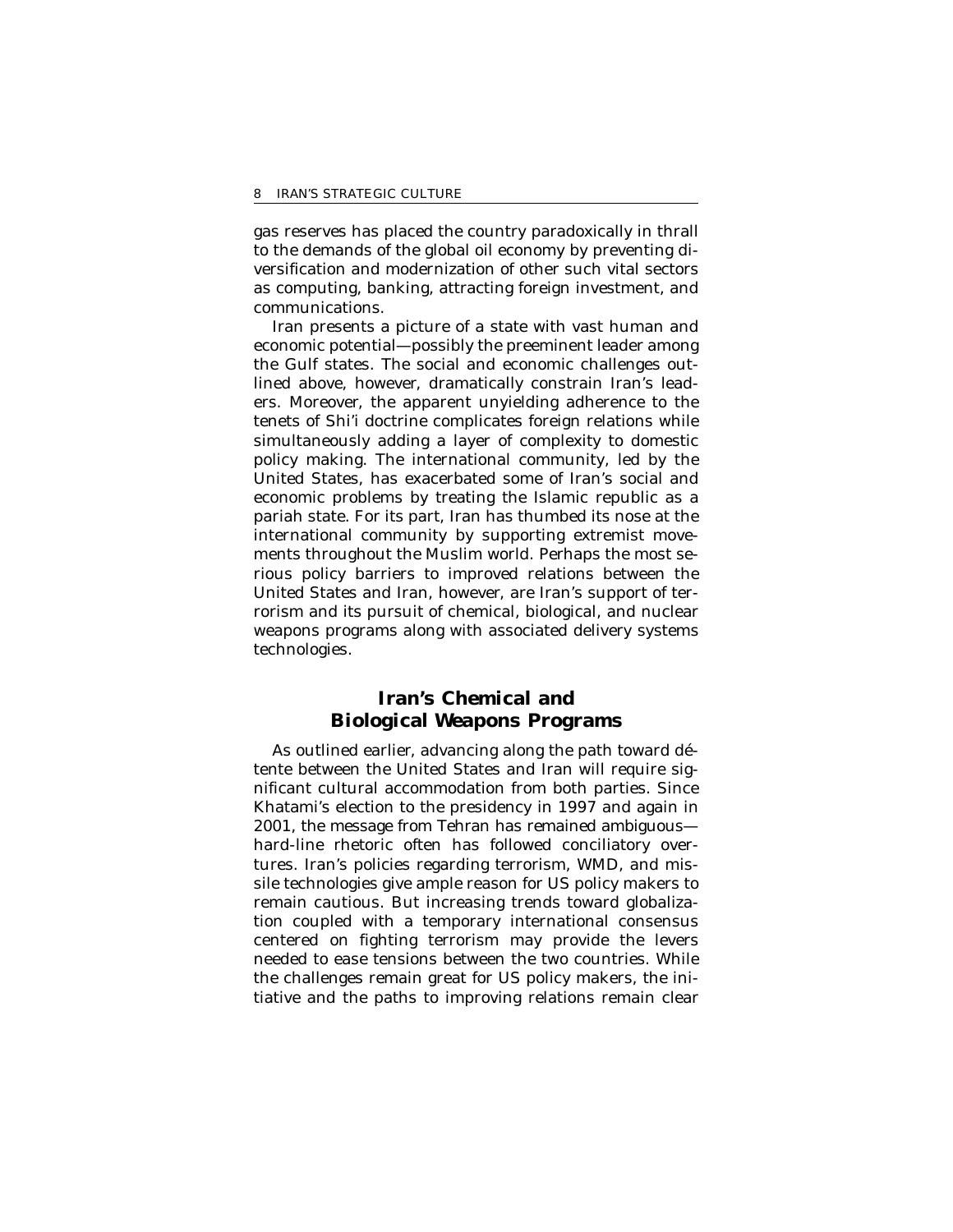gas reserves has placed the country paradoxically in thrall to the demands of the global oil economy by preventing diversification and modernization of other such vital sectors as computing, banking, attracting foreign investment, and communications.

Iran presents a picture of a state with vast human and economic potential—possibly the preeminent leader among the Gulf states. The social and economic challenges outlined above, however, dramatically constrain Iran's leaders. Moreover, the apparent unyielding adherence to the tenets of Shi'i doctrine complicates foreign relations while simultaneously adding a layer of complexity to domestic policy making. The international community, led by the United States, has exacerbated some of Iran's social and economic problems by treating the Islamic republic as a pariah state. For its part, Iran has thumbed its nose at the international community by supporting extremist movements throughout the Muslim world. Perhaps the most serious policy barriers to improved relations between the United States and Iran, however, are Iran's support of terrorism and its pursuit of chemical, biological, and nuclear weapons programs along with associated delivery systems technologies.

## Iran's Chemical and Biological Weapons Programs

As outlined earlier, advancing along the path toward détente between the United States and Iran will require significant cultural accommodation from both parties. Since Khatami's election to the presidency in 1997 and again in 2001, the message from Tehran has remained ambiguous—hard-line rhetoric often has followed conciliatory overtures. Iran's policies regarding terrorism, WMD, and missile technologies give ample reason for US policy makers to remain cautious. But increasing trends toward globalization coupled with a temporary international consensus centered on fighting terrorism may provide the levers needed to ease tensions between the two countries. While the challenges remain great for US policy makers, the initiative and the paths to improving relations remain clear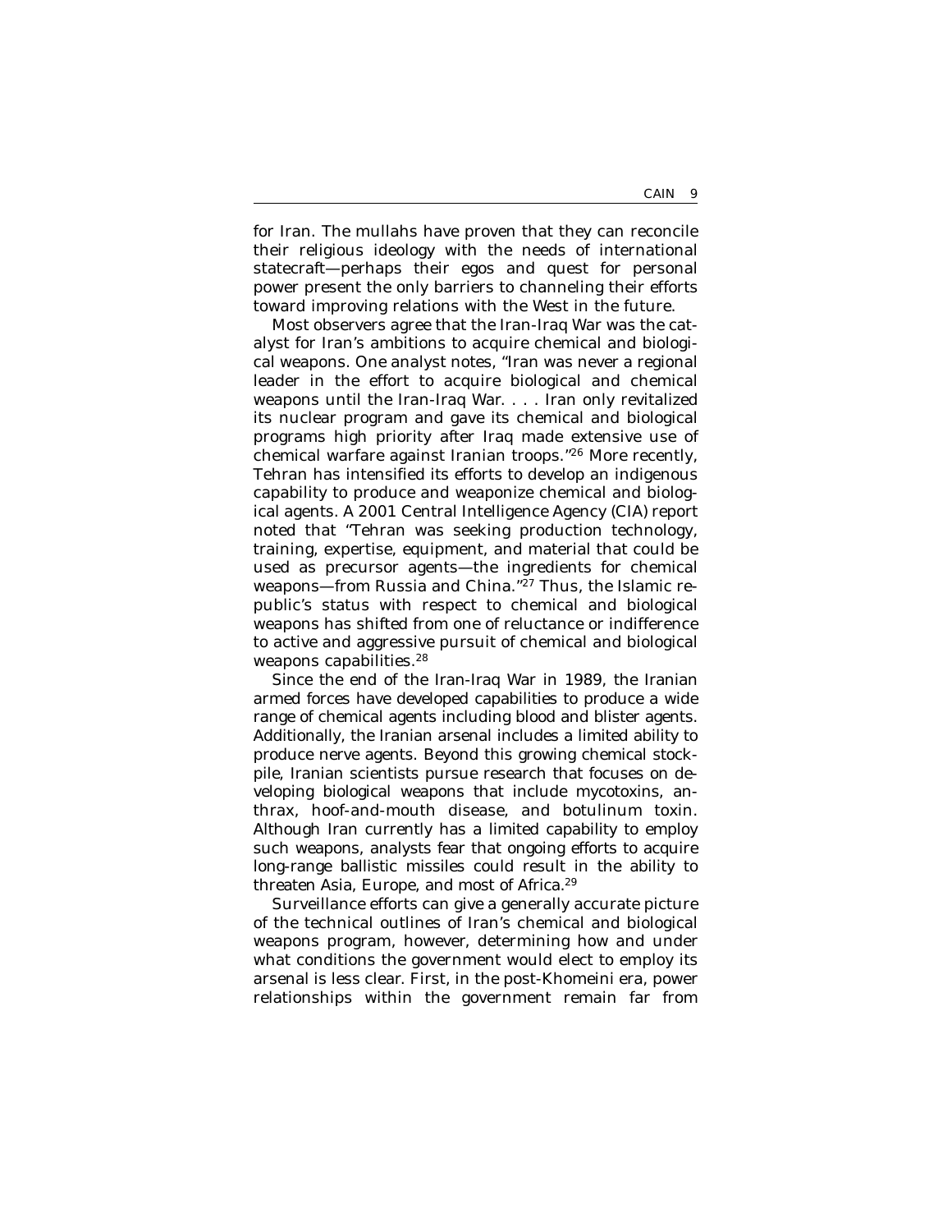for Iran. The mullahs have proven that they can reconcile their religious ideology with the needs of international statecraft—perhaps their egos and quest for personal power present the only barriers to channeling their efforts toward improving relations with the West in the future.

Most observers agree that the Iran-Iraq War was the catalyst for Iran's ambitions to acquire chemical and biological weapons. One analyst notes, "Iran was never a regional leader in the effort to acquire biological and chemical weapons until the Iran-Iraq War. . . . Iran only revitalized its nuclear program and gave its chemical and biological programs high priority after Iraq made extensive use of chemical warfare against Iranian troops."[26] More recently, Tehran has intensified its efforts to develop an indigenous capability to produce and weaponize chemical and biological agents. A 2001 Central Intelligence Agency (CIA) report noted that "Tehran was seeking production technology, training, expertise, equipment, and material that could be used as precursor agents—the ingredients for chemical weapons—from Russia and China."[27] Thus, the Islamic republic's status with respect to chemical and biological weapons has shifted from one of reluctance or indifference to active and aggressive pursuit of chemical and biological weapons capabilities.[28]

Since the end of the Iran-Iraq War in 1989, the Iranian armed forces have developed capabilities to produce a wide range of chemical agents including blood and blister agents. Additionally, the Iranian arsenal includes a limited ability to produce nerve agents. Beyond this growing chemical stockpile, Iranian scientists pursue research that focuses on developing biological weapons that include mycotoxins, anthrax, hoof-and-mouth disease, and botulinum toxin. Although Iran currently has a limited capability to employ such weapons, analysts fear that ongoing efforts to acquire long-range ballistic missiles could result in the ability to threaten Asia, Europe, and most of Africa.[29]

Surveillance efforts can give a generally accurate picture of the technical outlines of Iran's chemical and biological weapons program, however, determining how and under what conditions the government would elect to employ its arsenal is less clear. First, in the post-Khomeini era, power relationships within the government remain far from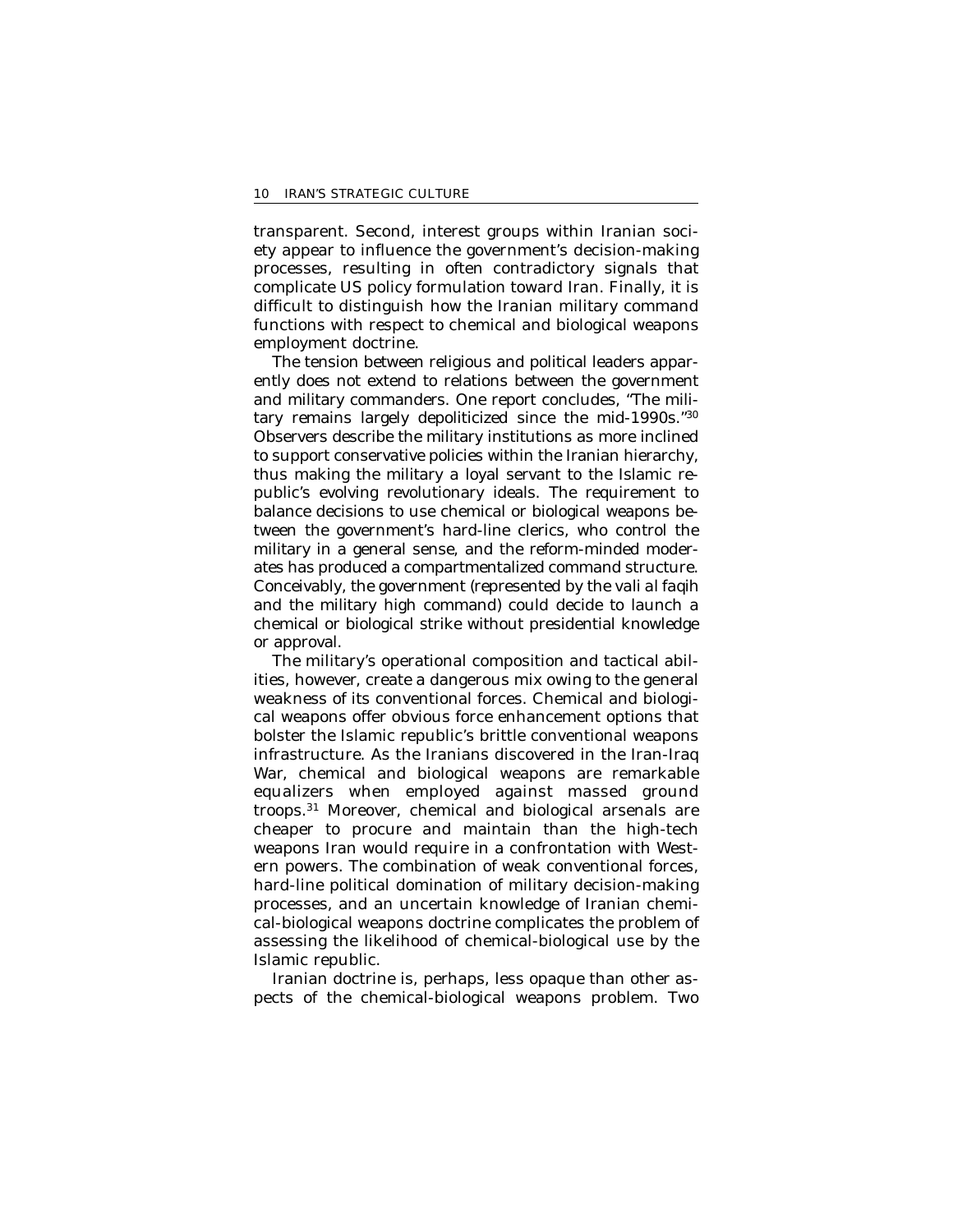transparent. Second, interest groups within Iranian society appear to influence the government's decision-making processes, resulting in often contradictory signals that complicate US policy formulation toward Iran. Finally, it is difficult to distinguish how the Iranian military command functions with respect to chemical and biological weapons employment doctrine.

The tension between religious and political leaders apparently does not extend to relations between the government and military commanders. One report concludes, "The military remains largely depoliticized since the mid-1990s."[30] Observers describe the military institutions as more inclined to support conservative policies within the Iranian hierarchy, thus making the military a loyal servant to the Islamic republic's evolving revolutionary ideals. The requirement to balance decisions to use chemical or biological weapons between the government's hard-line clerics, who control the military in a general sense, and the reform-minded moderates has produced a compartmentalized command structure. Conceivably, the government (represented by the *vali al faqih* and the military high command) could decide to launch a chemical or biological strike without presidential knowledge or approval.

The military's operational composition and tactical abilities, however, create a dangerous mix owing to the general weakness of its conventional forces. Chemical and biological weapons offer obvious force enhancement options that bolster the Islamic republic's brittle conventional weapons infrastructure. As the Iranians discovered in the Iran-Iraq War, chemical and biological weapons are remarkable equalizers when employed against massed ground troops.[31] Moreover, chemical and biological arsenals are cheaper to procure and maintain than the high-tech weapons Iran would require in a confrontation with Western powers. The combination of weak conventional forces, hard-line political domination of military decision-making processes, and an uncertain knowledge of Iranian chemical-biological weapons doctrine complicates the problem of assessing the likelihood of chemical-biological use by the Islamic republic.

Iranian doctrine is, perhaps, less opaque than other aspects of the chemical-biological weapons problem. Two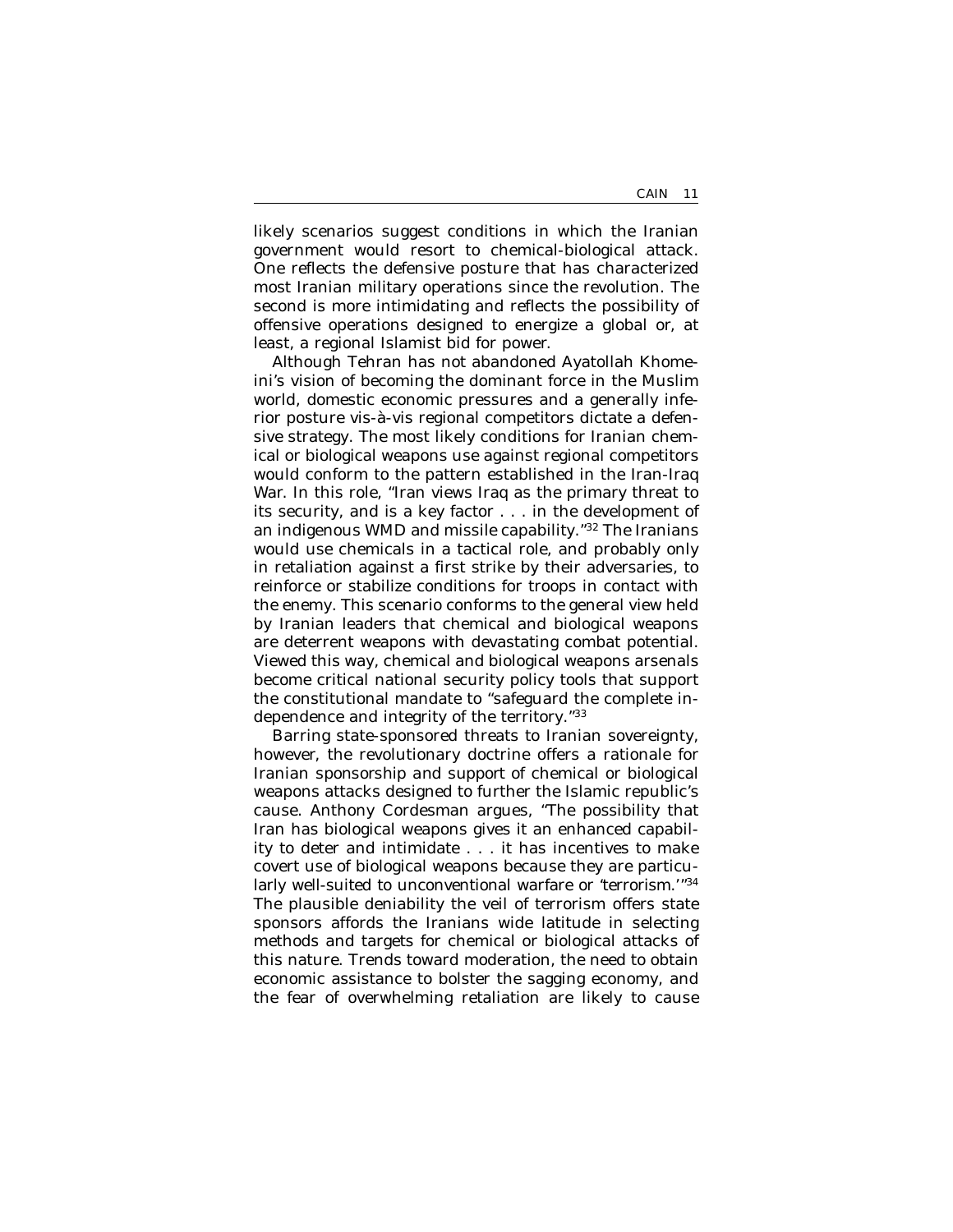likely scenarios suggest conditions in which the Iranian government would resort to chemical-biological attack. One reflects the defensive posture that has characterized most Iranian military operations since the revolution. The second is more intimidating and reflects the possibility of offensive operations designed to energize a global or, at least, a regional Islamist bid for power.

Although Tehran has not abandoned Ayatollah Khomeini's vision of becoming the dominant force in the Muslim world, domestic economic pressures and a generally inferior posture vis-à-vis regional competitors dictate a defensive strategy. The most likely conditions for Iranian chemical or biological weapons use against regional competitors would conform to the pattern established in the Iran-Iraq War. In this role, "Iran views Iraq as the primary threat to its security, and is a key factor . . . in the development of an indigenous WMD and missile capability."[32] The Iranians would use chemicals in a tactical role, and probably only in retaliation against a first strike by their adversaries, to reinforce or stabilize conditions for troops in contact with the enemy. This scenario conforms to the general view held by Iranian leaders that chemical and biological weapons are deterrent weapons with devastating combat potential. Viewed this way, chemical and biological weapons arsenals become critical national security policy tools that support the constitutional mandate to "safeguard the complete independence and integrity of the territory."[33]

Barring state-sponsored threats to Iranian sovereignty, however, the revolutionary doctrine offers a rationale for Iranian sponsorship and support of chemical or biological weapons attacks designed to further the Islamic republic's cause. Anthony Cordesman argues, "The possibility that Iran has biological weapons gives it an enhanced capability to deter and intimidate . . . it has incentives to make covert use of biological weapons because they are particularly well-suited to unconventional warfare or 'terrorism.'"[34] The plausible deniability the veil of terrorism offers state sponsors affords the Iranians wide latitude in selecting methods and targets for chemical or biological attacks of this nature. Trends toward moderation, the need to obtain economic assistance to bolster the sagging economy, and the fear of overwhelming retaliation are likely to cause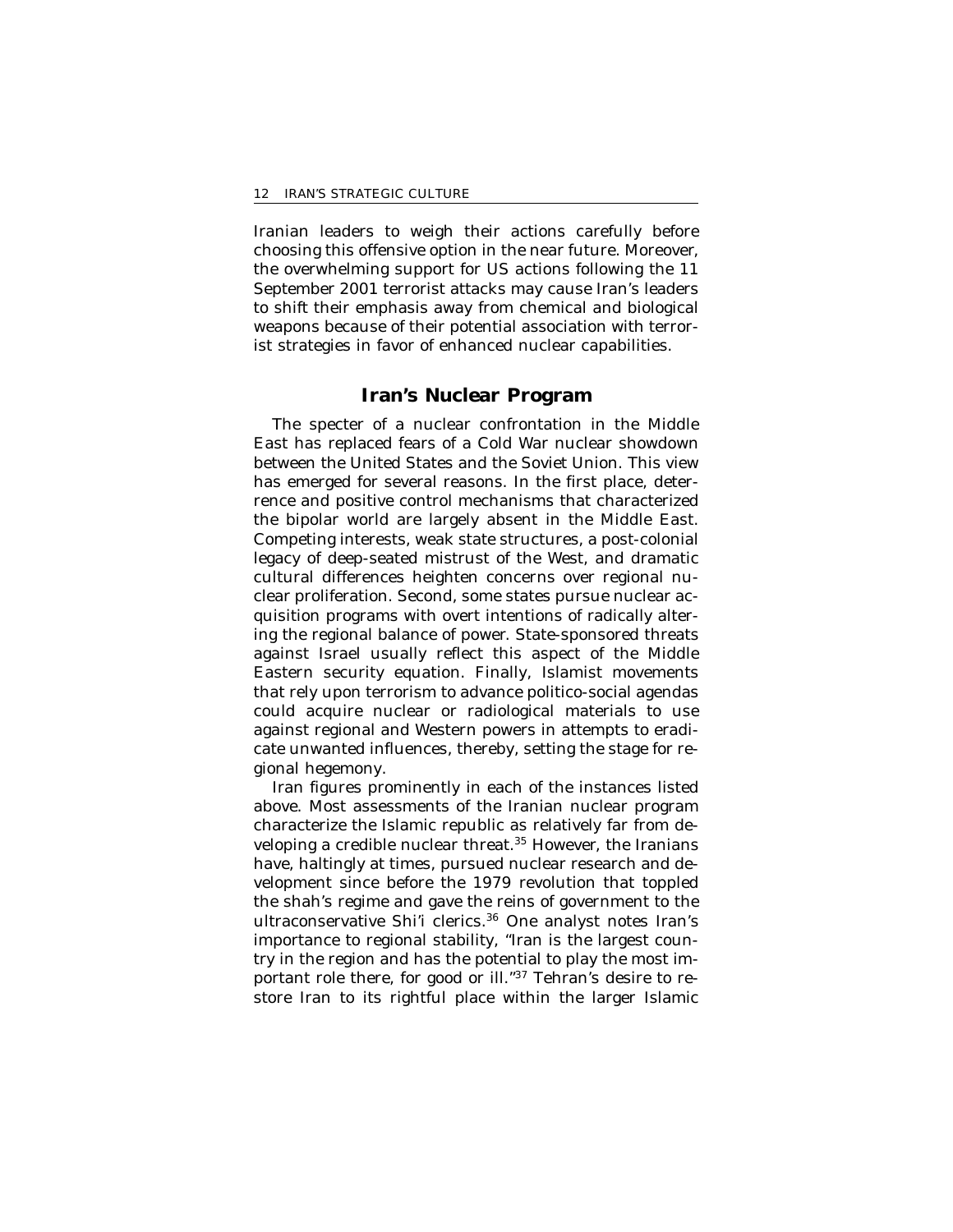Iranian leaders to weigh their actions carefully before choosing this offensive option in the near future. Moreover, the overwhelming support for US actions following the 11 September 2001 terrorist attacks may cause Iran's leaders to shift their emphasis away from chemical and biological weapons because of their potential association with terrorist strategies in favor of enhanced nuclear capabilities.

## Iran's Nuclear Program

The specter of a nuclear confrontation in the Middle East has replaced fears of a Cold War nuclear showdown between the United States and the Soviet Union. This view has emerged for several reasons. In the first place, deterrence and positive control mechanisms that characterized the bipolar world are largely absent in the Middle East. Competing interests, weak state structures, a post-colonial legacy of deep-seated mistrust of the West, and dramatic cultural differences heighten concerns over regional nuclear proliferation. Second, some states pursue nuclear acquisition programs with overt intentions of radically altering the regional balance of power. State-sponsored threats against Israel usually reflect this aspect of the Middle Eastern security equation. Finally, Islamist movements that rely upon terrorism to advance politico-social agendas could acquire nuclear or radiological materials to use against regional and Western powers in attempts to eradicate unwanted influences, thereby, setting the stage for regional hegemony.

Iran figures prominently in each of the instances listed above. Most assessments of the Iranian nuclear program characterize the Islamic republic as relatively far from developing a credible nuclear threat.[35] However, the Iranians have, haltingly at times, pursued nuclear research and development since before the 1979 revolution that toppled the shah's regime and gave the reins of government to the ultraconservative Shi'i clerics.[36] One analyst notes Iran's importance to regional stability, "Iran is the largest country in the region and has the potential to play the most important role there, for good or ill."[37] Tehran's desire to restore Iran to its rightful place within the larger Islamic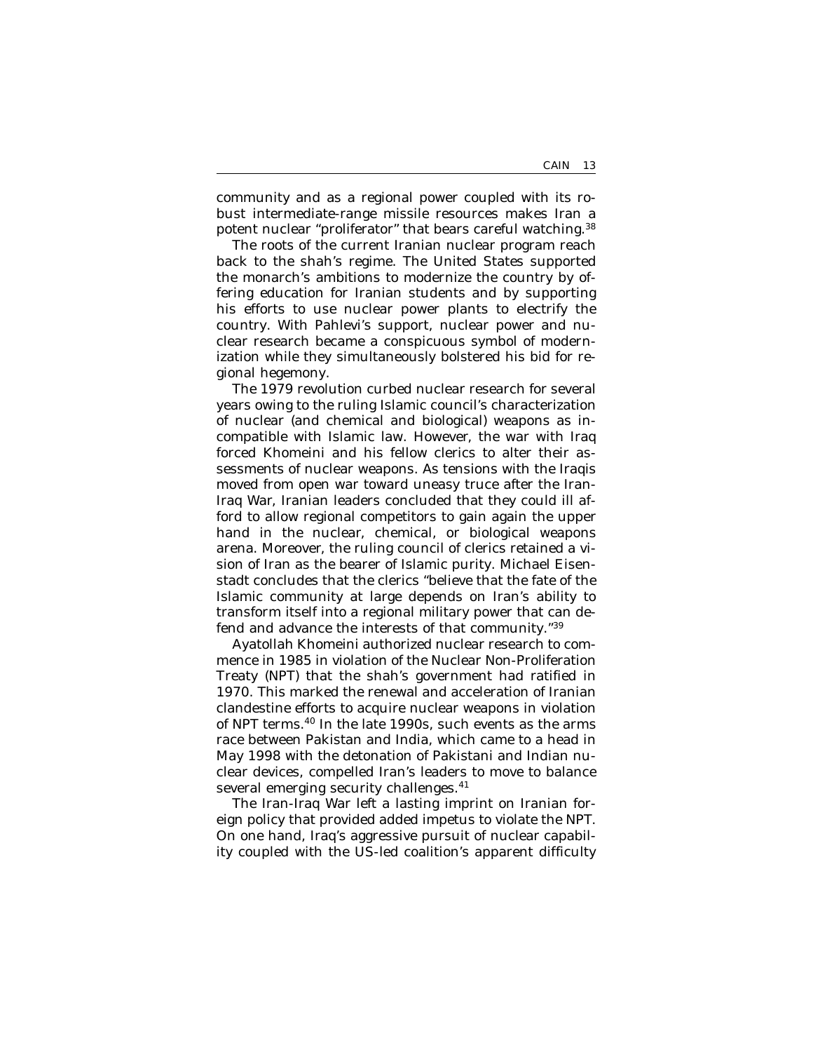community and as a regional power coupled with its robust intermediate-range missile resources makes Iran a potent nuclear "proliferator" that bears careful watching.[38]

The roots of the current Iranian nuclear program reach back to the shah's regime. The United States supported the monarch's ambitions to modernize the country by offering education for Iranian students and by supporting his efforts to use nuclear power plants to electrify the country. With Pahlevi's support, nuclear power and nuclear research became a conspicuous symbol of modernization while they simultaneously bolstered his bid for regional hegemony.

The 1979 revolution curbed nuclear research for several years owing to the ruling Islamic council's characterization of nuclear (and chemical and biological) weapons as incompatible with Islamic law. However, the war with Iraq forced Khomeini and his fellow clerics to alter their assessments of nuclear weapons. As tensions with the Iraqis moved from open war toward uneasy truce after the Iran-Iraq War, Iranian leaders concluded that they could ill afford to allow regional competitors to gain again the upper hand in the nuclear, chemical, or biological weapons arena. Moreover, the ruling council of clerics retained a vision of Iran as the bearer of Islamic purity. Michael Eisenstadt concludes that the clerics "believe that the fate of the Islamic community at large depends on Iran's ability to transform itself into a regional military power that can defend and advance the interests of that community."[39]

Ayatollah Khomeini authorized nuclear research to commence in 1985 in violation of the Nuclear Non-Proliferation Treaty (NPT) that the shah's government had ratified in 1970. This marked the renewal and acceleration of Iranian clandestine efforts to acquire nuclear weapons in violation of NPT terms.[40] In the late 1990s, such events as the arms race between Pakistan and India, which came to a head in May 1998 with the detonation of Pakistani and Indian nuclear devices, compelled Iran's leaders to move to balance several emerging security challenges.[41]

The Iran-Iraq War left a lasting imprint on Iranian foreign policy that provided added impetus to violate the NPT. On one hand, Iraq's aggressive pursuit of nuclear capability coupled with the US-led coalition's apparent difficulty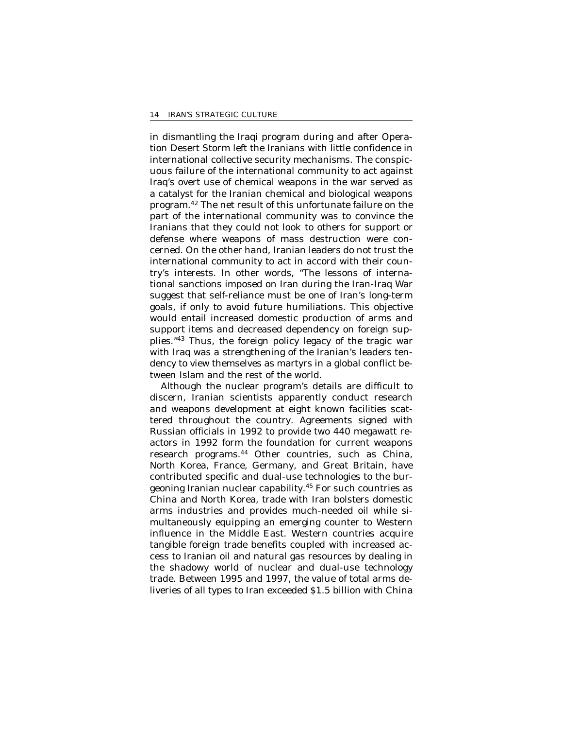in dismantling the Iraqi program during and after Operation Desert Storm left the Iranians with little confidence in international collective security mechanisms. The conspicuous failure of the international community to act against Iraq's overt use of chemical weapons in the war served as a catalyst for the Iranian chemical and biological weapons program.[42] The net result of this unfortunate failure on the part of the international community was to convince the Iranians that they could not look to others for support or defense where weapons of mass destruction were concerned. On the other hand, Iranian leaders do not trust the international community to act in accord with their country's interests. In other words, "The lessons of international sanctions imposed on Iran during the Iran-Iraq War suggest that self-reliance must be one of Iran's long-term goals, if only to avoid future humiliations. This objective would entail increased domestic production of arms and support items and decreased dependency on foreign supplies."[43] Thus, the foreign policy legacy of the tragic war with Iraq was a strengthening of the Iranian's leaders tendency to view themselves as martyrs in a global conflict between Islam and the rest of the world.

Although the nuclear program's details are difficult to discern, Iranian scientists apparently conduct research and weapons development at eight known facilities scattered throughout the country. Agreements signed with Russian officials in 1992 to provide two 440 megawatt reactors in 1992 form the foundation for current weapons research programs.[44] Other countries, such as China, North Korea, France, Germany, and Great Britain, have contributed specific and dual-use technologies to the burgeoning Iranian nuclear capability.[45] For such countries as China and North Korea, trade with Iran bolsters domestic arms industries and provides much-needed oil while simultaneously equipping an emerging counter to Western influence in the Middle East. Western countries acquire tangible foreign trade benefits coupled with increased access to Iranian oil and natural gas resources by dealing in the shadowy world of nuclear and dual-use technology trade. Between 1995 and 1997, the value of total arms deliveries of all types to Iran exceeded $1.5 billion with China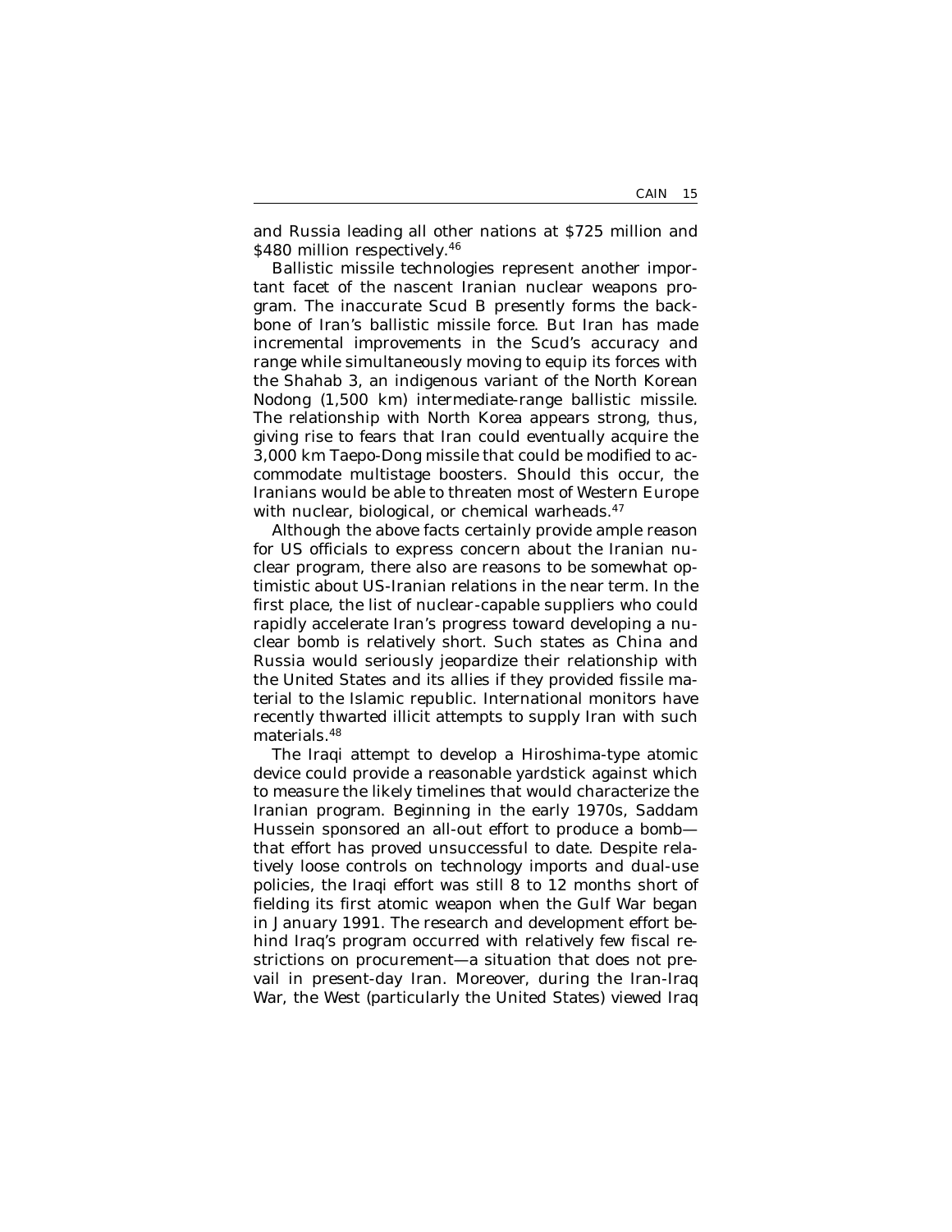and Russia leading all other nations at $725 million and $480 million respectively.[46]

Ballistic missile technologies represent another important facet of the nascent Iranian nuclear weapons program. The inaccurate Scud B presently forms the backbone of Iran's ballistic missile force. But Iran has made incremental improvements in the Scud's accuracy and range while simultaneously moving to equip its forces with the Shahab 3, an indigenous variant of the North Korean Nodong (1,500 km) intermediate-range ballistic missile. The relationship with North Korea appears strong, thus, giving rise to fears that Iran could eventually acquire the 3,000 km Taepo-Dong missile that could be modified to accommodate multistage boosters. Should this occur, the Iranians would be able to threaten most of Western Europe with nuclear, biological, or chemical warheads.[47]

Although the above facts certainly provide ample reason for US officials to express concern about the Iranian nuclear program, there also are reasons to be somewhat optimistic about US-Iranian relations in the near term. In the first place, the list of nuclear-capable suppliers who could rapidly accelerate Iran's progress toward developing a nuclear bomb is relatively short. Such states as China and Russia would seriously jeopardize their relationship with the United States and its allies if they provided fissile material to the Islamic republic. International monitors have recently thwarted illicit attempts to supply Iran with such materials.[48]

The Iraqi attempt to develop a Hiroshima-type atomic device could provide a reasonable yardstick against which to measure the likely timelines that would characterize the Iranian program. Beginning in the early 1970s, Saddam Hussein sponsored an all-out effort to produce a bomb—that effort has proved unsuccessful to date. Despite relatively loose controls on technology imports and dual-use policies, the Iraqi effort was still 8 to 12 months short of fielding its first atomic weapon when the Gulf War began in January 1991. The research and development effort behind Iraq's program occurred with relatively few fiscal restrictions on procurement—a situation that does not prevail in present-day Iran. Moreover, during the Iran-Iraq War, the West (particularly the United States) viewed Iraq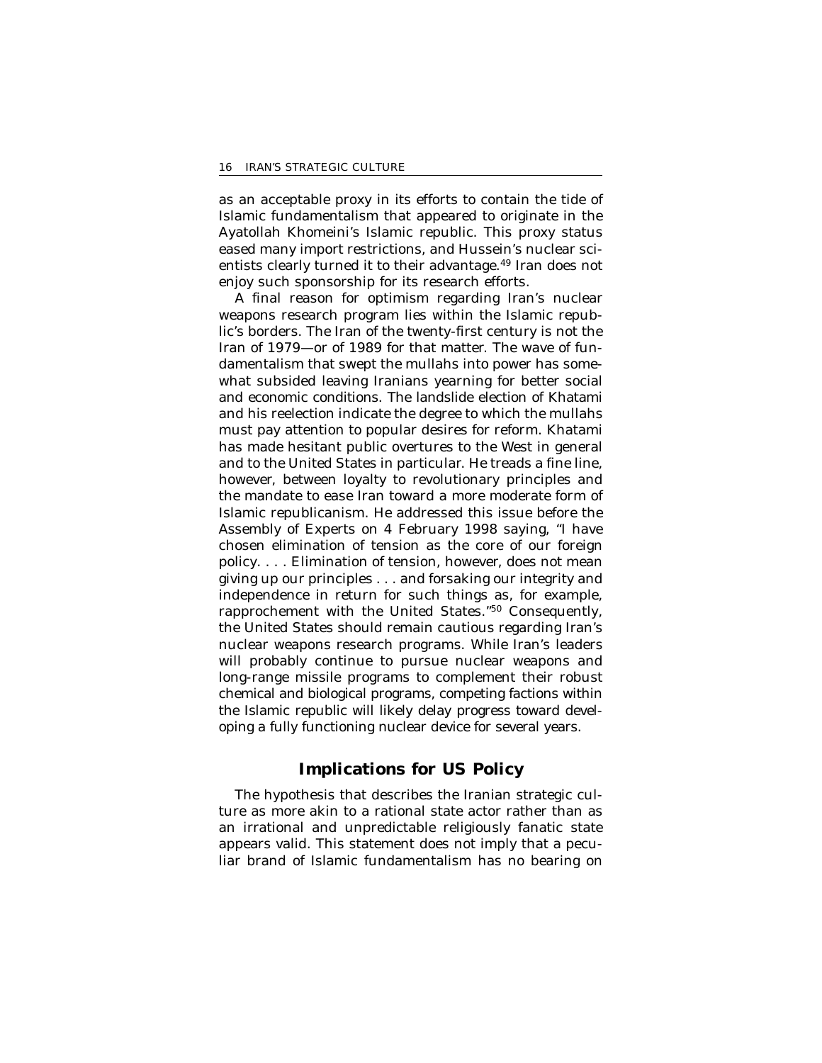as an acceptable proxy in its efforts to contain the tide of Islamic fundamentalism that appeared to originate in the Ayatollah Khomeini's Islamic republic. This proxy status eased many import restrictions, and Hussein's nuclear scientists clearly turned it to their advantage.[49] Iran does not enjoy such sponsorship for its research efforts.

A final reason for optimism regarding Iran's nuclear weapons research program lies within the Islamic republic's borders. The Iran of the twenty-first century is not the Iran of 1979—or of 1989 for that matter. The wave of fundamentalism that swept the mullahs into power has somewhat subsided leaving Iranians yearning for better social and economic conditions. The landslide election of Khatami and his reelection indicate the degree to which the mullahs must pay attention to popular desires for reform. Khatami has made hesitant public overtures to the West in general and to the United States in particular. He treads a fine line, however, between loyalty to revolutionary principles and the mandate to ease Iran toward a more moderate form of Islamic republicanism. He addressed this issue before the Assembly of Experts on 4 February 1998 saying, "I have chosen elimination of tension as the core of our foreign policy. . . . Elimination of tension, however, does not mean giving up our principles . . . and forsaking our integrity and independence in return for such things as, for example, rapprochement with the United States."[50] Consequently, the United States should remain cautious regarding Iran's nuclear weapons research programs. While Iran's leaders will probably continue to pursue nuclear weapons and long-range missile programs to complement their robust chemical and biological programs, competing factions within the Islamic republic will likely delay progress toward developing a fully functioning nuclear device for several years.

## Implications for US Policy

The hypothesis that describes the Iranian strategic culture as more akin to a rational state actor rather than as an irrational and unpredictable religiously fanatic state appears valid. This statement does not imply that a peculiar brand of Islamic fundamentalism has no bearing on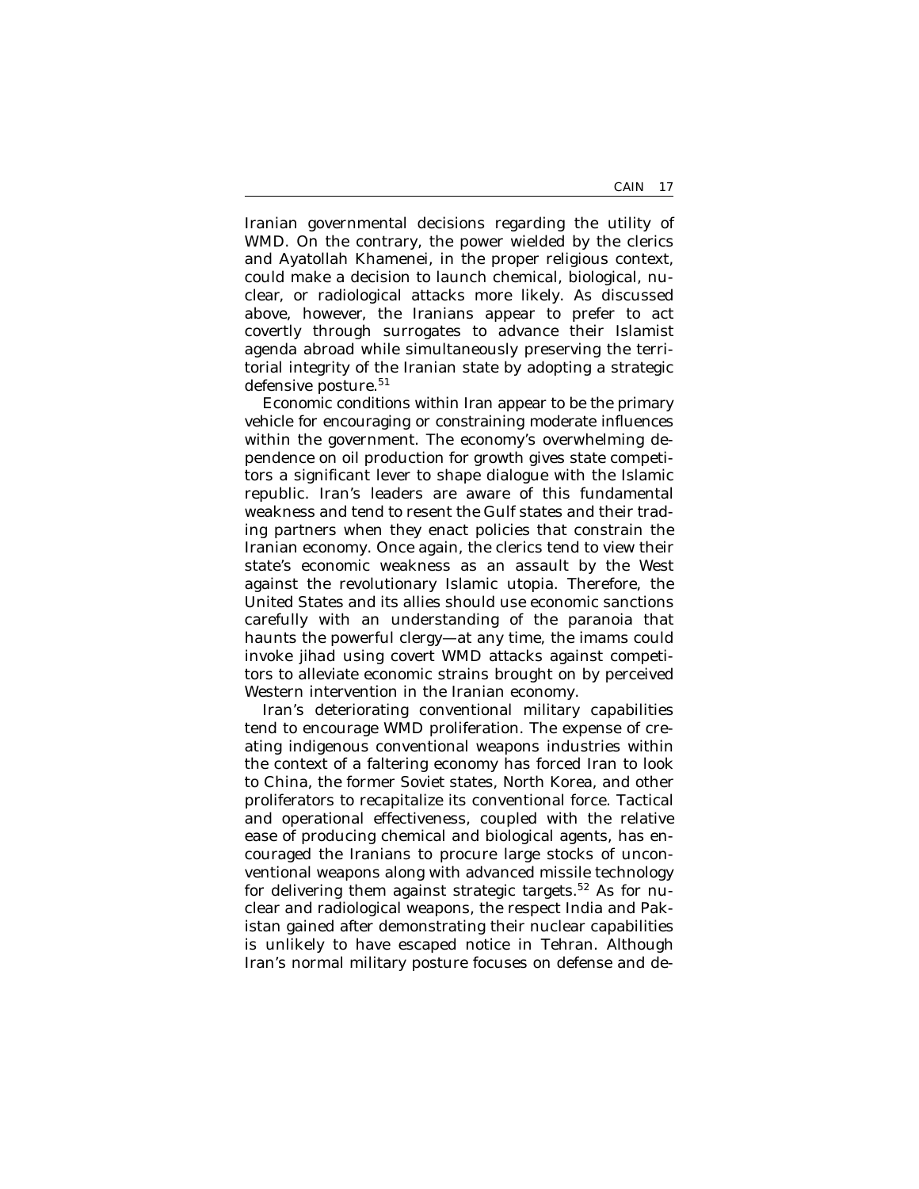Iranian governmental decisions regarding the utility of WMD. On the contrary, the power wielded by the clerics and Ayatollah Khamenei, in the proper religious context, could make a decision to launch chemical, biological, nuclear, or radiological attacks more likely. As discussed above, however, the Iranians appear to prefer to act covertly through surrogates to advance their Islamist agenda abroad while simultaneously preserving the territorial integrity of the Iranian state by adopting a strategic defensive posture.[51]

Economic conditions within Iran appear to be the primary vehicle for encouraging or constraining moderate influences within the government. The economy's overwhelming dependence on oil production for growth gives state competitors a significant lever to shape dialogue with the Islamic republic. Iran's leaders are aware of this fundamental weakness and tend to resent the Gulf states and their trading partners when they enact policies that constrain the Iranian economy. Once again, the clerics tend to view their state's economic weakness as an assault by the West against the revolutionary Islamic utopia. Therefore, the United States and its allies should use economic sanctions carefully with an understanding of the paranoia that haunts the powerful clergy—at any time, the imams could invoke jihad using covert WMD attacks against competitors to alleviate economic strains brought on by perceived Western intervention in the Iranian economy.

Iran's deteriorating conventional military capabilities tend to encourage WMD proliferation. The expense of creating indigenous conventional weapons industries within the context of a faltering economy has forced Iran to look to China, the former Soviet states, North Korea, and other proliferators to recapitalize its conventional force. Tactical and operational effectiveness, coupled with the relative ease of producing chemical and biological agents, has encouraged the Iranians to procure large stocks of unconventional weapons along with advanced missile technology for delivering them against strategic targets.[52] As for nuclear and radiological weapons, the respect India and Pakistan gained after demonstrating their nuclear capabilities is unlikely to have escaped notice in Tehran. Although Iran's normal military posture focuses on defense and de-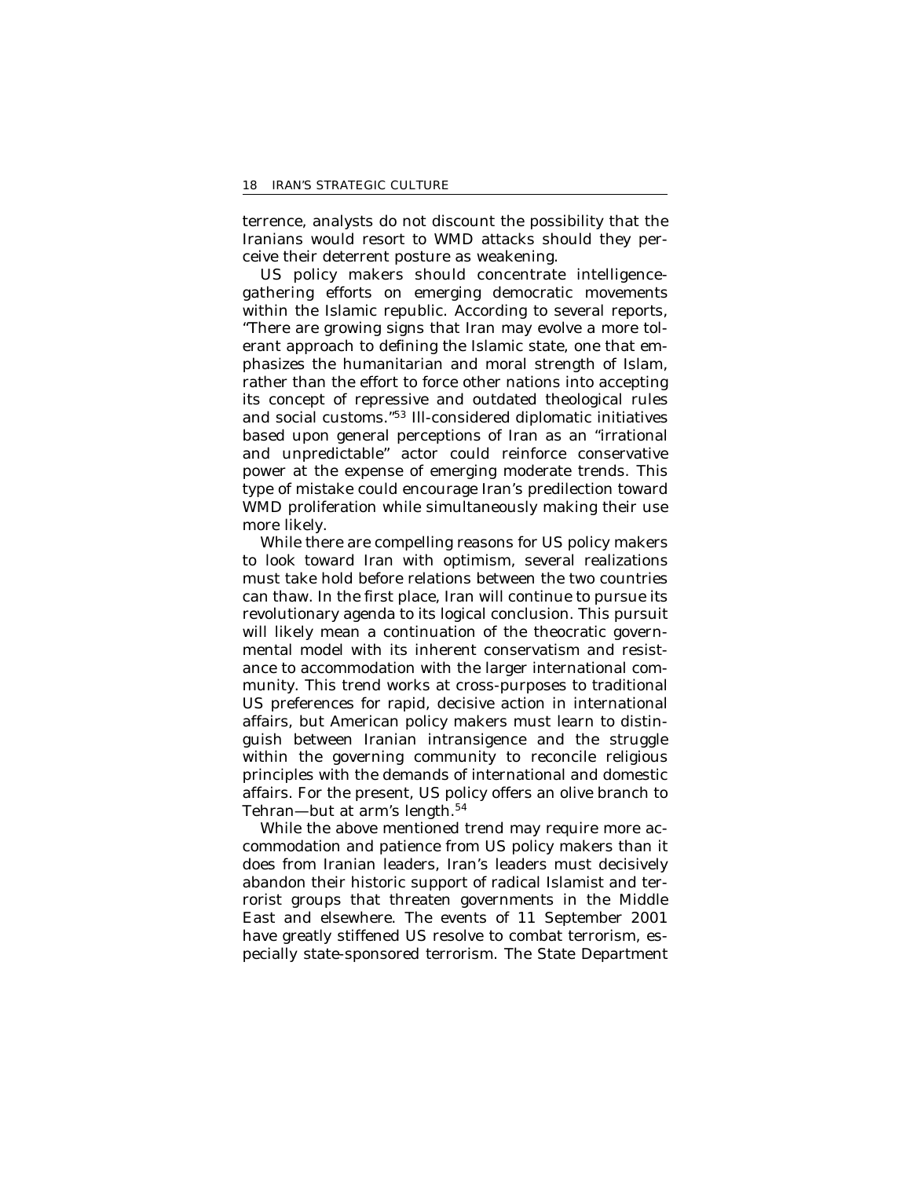terrence, analysts do not discount the possibility that the Iranians would resort to WMD attacks should they perceive their deterrent posture as weakening.

US policy makers should concentrate intelligence-gathering efforts on emerging democratic movements within the Islamic republic. According to several reports, "There are growing signs that Iran may evolve a more tolerant approach to defining the Islamic state, one that emphasizes the humanitarian and moral strength of Islam, rather than the effort to force other nations into accepting its concept of repressive and outdated theological rules and social customs."[53] Ill-considered diplomatic initiatives based upon general perceptions of Iran as an "irrational and unpredictable" actor could reinforce conservative power at the expense of emerging moderate trends. This type of mistake could encourage Iran's predilection toward WMD proliferation while simultaneously making their use more likely.

While there are compelling reasons for US policy makers to look toward Iran with optimism, several realizations must take hold before relations between the two countries can thaw. In the first place, Iran will continue to pursue its revolutionary agenda to its logical conclusion. This pursuit will likely mean a continuation of the theocratic governmental model with its inherent conservatism and resistance to accommodation with the larger international community. This trend works at cross-purposes to traditional US preferences for rapid, decisive action in international affairs, but American policy makers must learn to distinguish between Iranian intransigence and the struggle within the governing community to reconcile religious principles with the demands of international and domestic affairs. For the present, US policy offers an olive branch to Tehran—but at arm's length.[54]

While the above mentioned trend may require more accommodation and patience from US policy makers than it does from Iranian leaders, Iran's leaders must decisively abandon their historic support of radical Islamist and terrorist groups that threaten governments in the Middle East and elsewhere. The events of 11 September 2001 have greatly stiffened US resolve to combat terrorism, especially state-sponsored terrorism. The State Department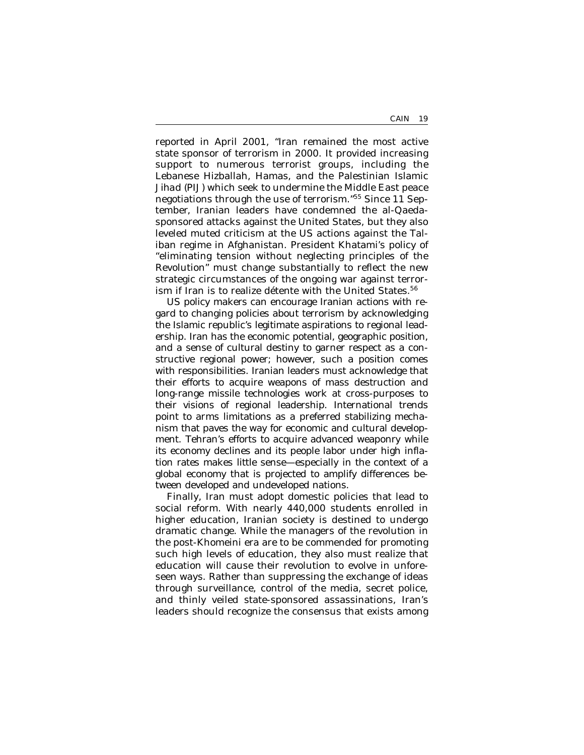reported in April 2001, "Iran remained the most active state sponsor of terrorism in 2000. It provided increasing support to numerous terrorist groups, including the Lebanese Hizballah, Hamas, and the Palestinian Islamic Jihad (PIJ) which seek to undermine the Middle East peace negotiations through the use of terrorism."[55] Since 11 September, Iranian leaders have condemned the al-Qaeda-sponsored attacks against the United States, but they also leveled muted criticism at the US actions against the Taliban regime in Afghanistan. President Khatami's policy of "eliminating tension without neglecting principles of the Revolution" must change substantially to reflect the new strategic circumstances of the ongoing war against terrorism if Iran is to realize détente with the United States.[56]

US policy makers can encourage Iranian actions with regard to changing policies about terrorism by acknowledging the Islamic republic's legitimate aspirations to regional leadership. Iran has the economic potential, geographic position, and a sense of cultural destiny to garner respect as a constructive regional power; however, such a position comes with responsibilities. Iranian leaders must acknowledge that their efforts to acquire weapons of mass destruction and long-range missile technologies work at cross-purposes to their visions of regional leadership. International trends point to arms limitations as a preferred stabilizing mechanism that paves the way for economic and cultural development. Tehran's efforts to acquire advanced weaponry while its economy declines and its people labor under high inflation rates makes little sense—especially in the context of a global economy that is projected to amplify differences between developed and undeveloped nations.

Finally, Iran must adopt domestic policies that lead to social reform. With nearly 440,000 students enrolled in higher education, Iranian society is destined to undergo dramatic change. While the managers of the revolution in the post-Khomeini era are to be commended for promoting such high levels of education, they also must realize that education will cause their revolution to evolve in unforeseen ways. Rather than suppressing the exchange of ideas through surveillance, control of the media, secret police, and thinly veiled state-sponsored assassinations, Iran's leaders should recognize the consensus that exists among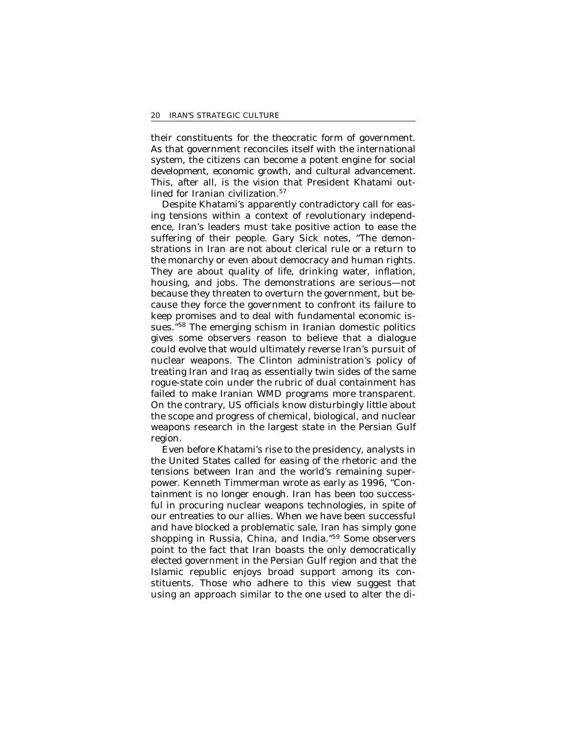their constituents for the theocratic form of government. As that government reconciles itself with the international system, the citizens can become a potent engine for social development, economic growth, and cultural advancement. This, after all, is the vision that President Khatami outlined for Iranian civilization.[57]

Despite Khatami's apparently contradictory call for easing tensions within a context of revolutionary independence, Iran's leaders must take positive action to ease the suffering of their people. Gary Sick notes, "The demonstrations in Iran are not about clerical rule or a return to the monarchy or even about democracy and human rights. They are about quality of life, drinking water, inflation, housing, and jobs. The demonstrations are serious—not because they threaten to overturn the government, but because they force the government to confront its failure to keep promises and to deal with fundamental economic issues."[58] The emerging schism in Iranian domestic politics gives some observers reason to believe that a dialogue could evolve that would ultimately reverse Iran's pursuit of nuclear weapons. The Clinton administration's policy of treating Iran and Iraq as essentially twin sides of the same rogue-state coin under the rubric of dual containment has failed to make Iranian WMD programs more transparent. On the contrary, US officials know disturbingly little about the scope and progress of chemical, biological, and nuclear weapons research in the largest state in the Persian Gulf region.

Even before Khatami's rise to the presidency, analysts in the United States called for easing of the rhetoric and the tensions between Iran and the world's remaining superpower. Kenneth Timmerman wrote as early as 1996, "Containment is no longer enough. Iran has been too successful in procuring nuclear weapons technologies, in spite of our entreaties to our allies. When we have been successful and have blocked a problematic sale, Iran has simply gone shopping in Russia, China, and India."[59] Some observers point to the fact that Iran boasts the only democratically elected government in the Persian Gulf region and that the Islamic republic enjoys broad support among its constituents. Those who adhere to this view suggest that using an approach similar to the one used to alter the di-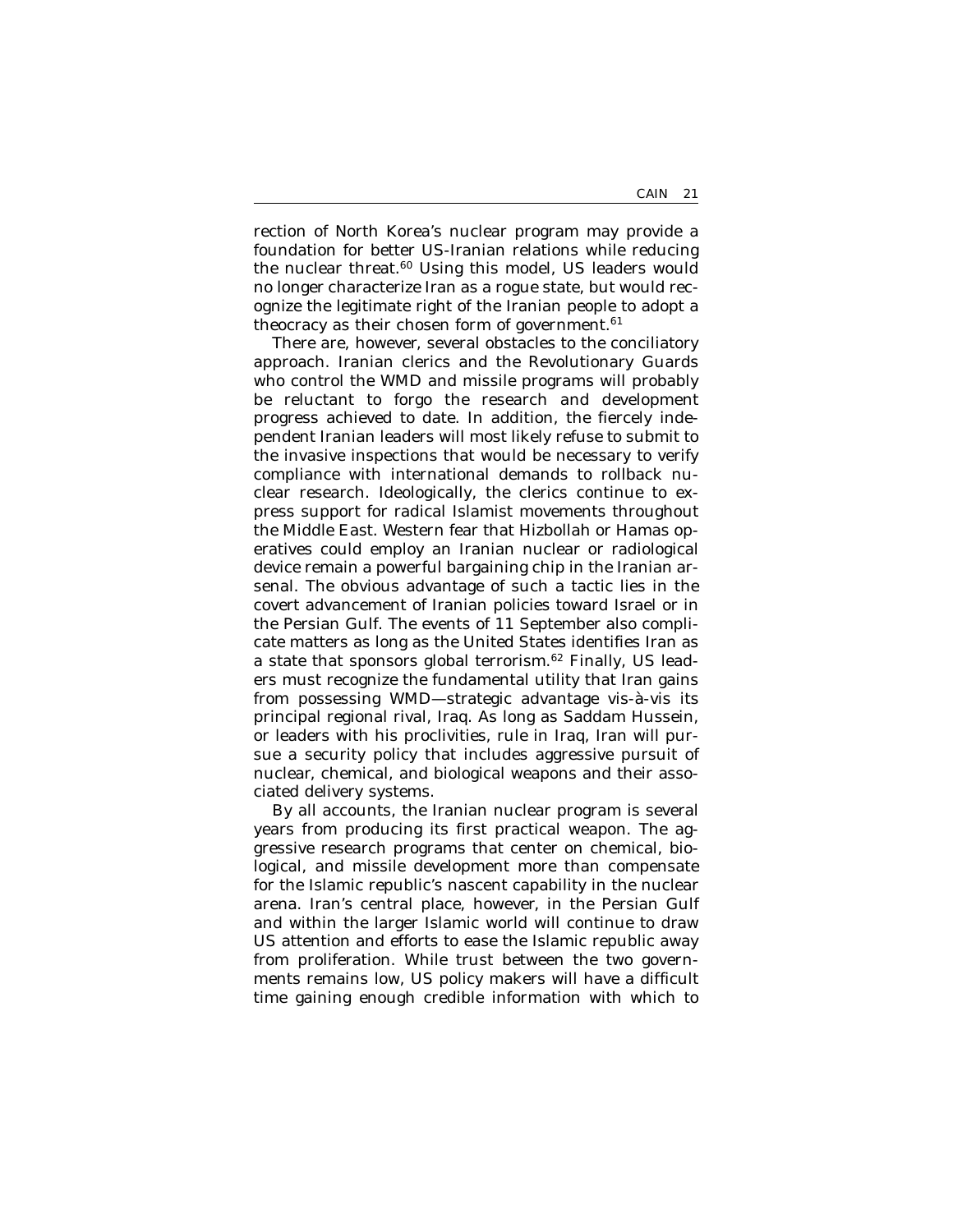rection of North Korea's nuclear program may provide a foundation for better US-Iranian relations while reducing the nuclear threat.[60] Using this model, US leaders would no longer characterize Iran as a rogue state, but would recognize the legitimate right of the Iranian people to adopt a theocracy as their chosen form of government.[61]

There are, however, several obstacles to the conciliatory approach. Iranian clerics and the Revolutionary Guards who control the WMD and missile programs will probably be reluctant to forgo the research and development progress achieved to date. In addition, the fiercely independent Iranian leaders will most likely refuse to submit to the invasive inspections that would be necessary to verify compliance with international demands to rollback nuclear research. Ideologically, the clerics continue to express support for radical Islamist movements throughout the Middle East. Western fear that Hizbollah or Hamas operatives could employ an Iranian nuclear or radiological device remain a powerful bargaining chip in the Iranian arsenal. The obvious advantage of such a tactic lies in the covert advancement of Iranian policies toward Israel or in the Persian Gulf. The events of 11 September also complicate matters as long as the United States identifies Iran as a state that sponsors global terrorism.[62] Finally, US leaders must recognize the fundamental utility that Iran gains from possessing WMD—strategic advantage vis-à-vis its principal regional rival, Iraq. As long as Saddam Hussein, or leaders with his proclivities, rule in Iraq, Iran will pursue a security policy that includes aggressive pursuit of nuclear, chemical, and biological weapons and their associated delivery systems.

By all accounts, the Iranian nuclear program is several years from producing its first practical weapon. The aggressive research programs that center on chemical, biological, and missile development more than compensate for the Islamic republic's nascent capability in the nuclear arena. Iran's central place, however, in the Persian Gulf and within the larger Islamic world will continue to draw US attention and efforts to ease the Islamic republic away from proliferation. While trust between the two governments remains low, US policy makers will have a difficult time gaining enough credible information with which to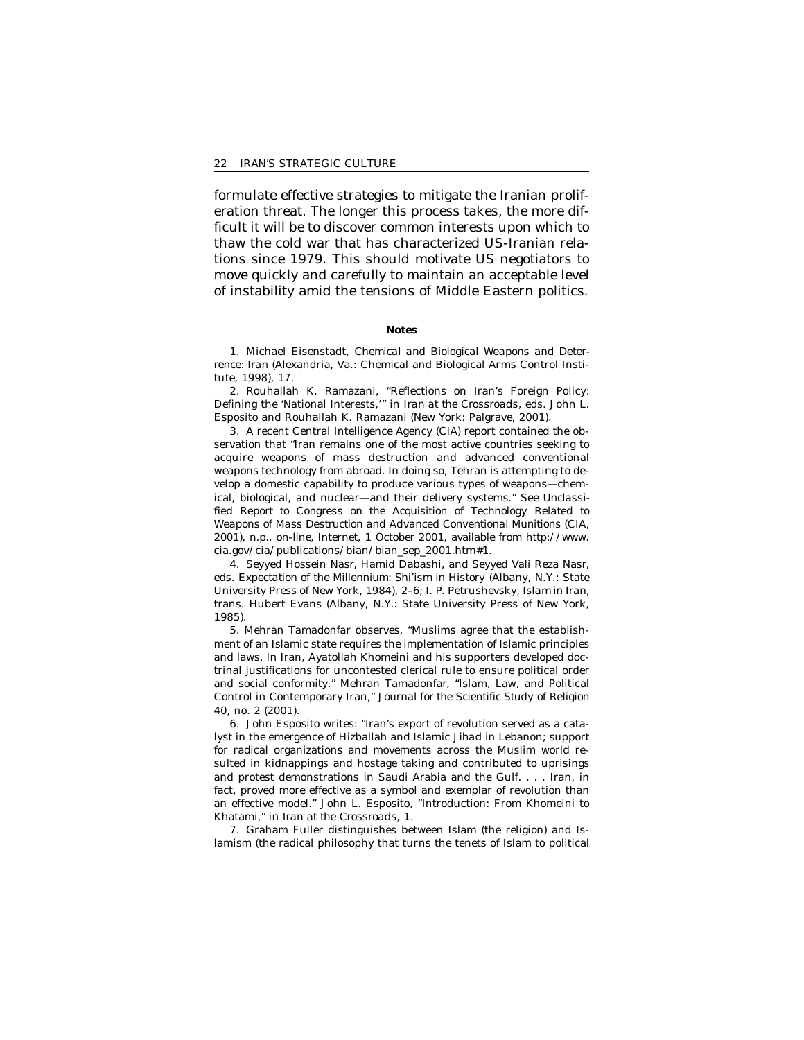formulate effective strategies to mitigate the Iranian proliferation threat. The longer this process takes, the more difficult it will be to discover common interests upon which to thaw the cold war that has characterized US-Iranian relations since 1979. This should motivate US negotiators to move quickly and carefully to maintain an acceptable level of instability amid the tensions of Middle Eastern politics.

**Notes**

1. Michael Eisenstadt, *Chemical and Biological Weapons and Deterrence: Iran* (Alexandria, Va.: Chemical and Biological Arms Control Institute, 1998), 17.

2. Rouhallah K. Ramazani, "Reflections on Iran's Foreign Policy: Defining the 'National Interests,'" in *Iran at the Crossroads*, eds. John L. Esposito and Rouhallah K. Ramazani (New York: Palgrave, 2001).

3. A recent Central Intelligence Agency (CIA) report contained the observation that "Iran remains one of the most active countries seeking to acquire weapons of mass destruction and advanced conventional weapons technology from abroad. In doing so, Tehran is attempting to develop a domestic capability to produce various types of weapons—chemical, biological, and nuclear—and their delivery systems." See *Unclassified Report to Congress on the Acquisition of Technology Related to Weapons of Mass Destruction and Advanced Conventional Munitions* (CIA, 2001), n.p., on-line, Internet, 1 October 2001, available from http://www.cia.gov/cia/publications/bian/bian_sep_2001.htm#1.

4. Seyyed Hossein Nasr, Hamid Dabashi, and Seyyed Vali Reza Nasr, eds. *Expectation of the Millennium: Shi'ism in History* (Albany, N.Y.: State University Press of New York, 1984), 2–6; I. P. Petrushevsky, *Islam in Iran*, trans. Hubert Evans (Albany, N.Y.: State University Press of New York, 1985).

5. Mehran Tamadonfar observes, "Muslims agree that the establishment of an Islamic state requires the implementation of Islamic principles and laws. In Iran, Ayatollah Khomeini and his supporters developed doctrinal justifications for uncontested clerical rule to ensure political order and social conformity." Mehran Tamadonfar, "Islam, Law, and Political Control in Contemporary Iran," *Journal for the Scientific Study of Religion* 40, no. 2 (2001).

6. John Esposito writes: "Iran's export of revolution served as a catalyst in the emergence of Hizballah and Islamic Jihad in Lebanon; support for radical organizations and movements across the Muslim world resulted in kidnappings and hostage taking and contributed to uprisings and protest demonstrations in Saudi Arabia and the Gulf. . . . Iran, in fact, proved more effective as a symbol and exemplar of revolution than an effective model." John L. Esposito, "Introduction: From Khomeini to Khatami," in *Iran at the Crossroads*, 1.

7. Graham Fuller distinguishes between Islam (the religion) and Islamism (the radical philosophy that turns the tenets of Islam to political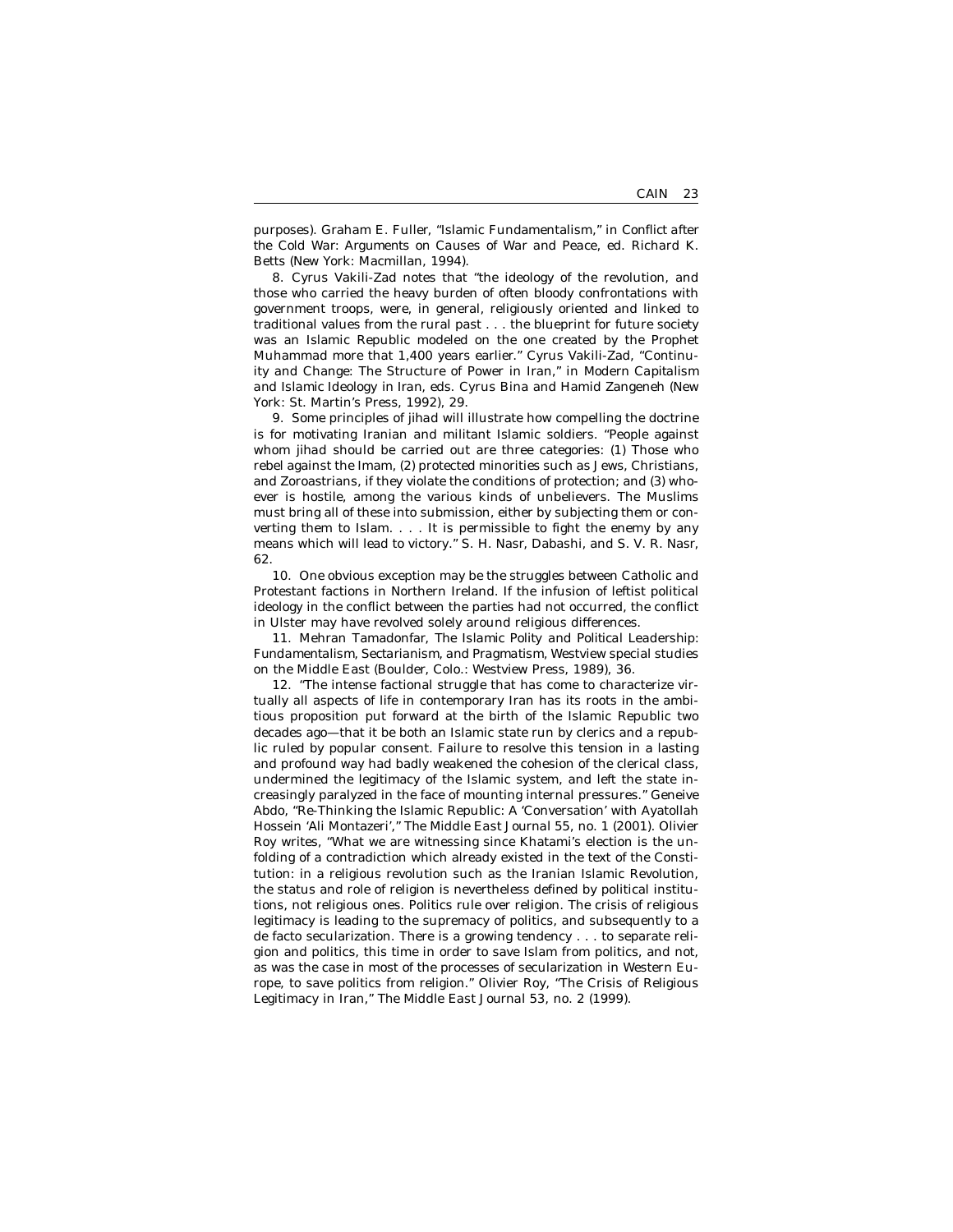purposes). Graham E. Fuller, "Islamic Fundamentalism," in *Conflict after the Cold War: Arguments on Causes of War and Peace*, ed. Richard K. Betts (New York: Macmillan, 1994).

8. Cyrus Vakili-Zad notes that "the ideology of the revolution, and those who carried the heavy burden of often bloody confrontations with government troops, were, in general, religiously oriented and linked to traditional values from the rural past . . . the blueprint for future society was an Islamic Republic modeled on the one created by the Prophet Muhammad more that 1,400 years earlier." Cyrus Vakili-Zad, "Continuity and Change: The Structure of Power in Iran," in *Modern Capitalism and Islamic Ideology in Iran*, eds. Cyrus Bina and Hamid Zangeneh (New York: St. Martin's Press, 1992), 29.

9. Some principles of jihad will illustrate how compelling the doctrine is for motivating Iranian and militant Islamic soldiers. "People against whom jihad should be carried out are three categories: (1) Those who rebel against the Imam, (2) protected minorities such as Jews, Christians, and Zoroastrians, if they violate the conditions of protection; and (3) whoever is hostile, among the various kinds of unbelievers. The Muslims must bring all of these into submission, either by subjecting them or converting them to Islam. . . . It is permissible to fight the enemy by any means which will lead to victory." S. H. Nasr, Dabashi, and S. V. R. Nasr, 62.

10. One obvious exception may be the struggles between Catholic and Protestant factions in Northern Ireland. If the infusion of leftist political ideology in the conflict between the parties had not occurred, the conflict in Ulster may have revolved solely around religious differences.

11. Mehran Tamadonfar, *The Islamic Polity and Political Leadership: Fundamentalism, Sectarianism, and Pragmatism*, Westview special studies on the Middle East (Boulder, Colo.: Westview Press, 1989), 36.

12. "The intense factional struggle that has come to characterize virtually all aspects of life in contemporary Iran has its roots in the ambitious proposition put forward at the birth of the Islamic Republic two decades ago—that it be both an Islamic state run by clerics and a republic ruled by popular consent. Failure to resolve this tension in a lasting and profound way had badly weakened the cohesion of the clerical class, undermined the legitimacy of the Islamic system, and left the state increasingly paralyzed in the face of mounting internal pressures." Geneive Abdo, "Re-Thinking the Islamic Republic: A 'Conversation' with Ayatollah Hossein 'Ali Montazeri'," *The Middle East Journal* 55, no. 1 (2001). Olivier Roy writes, "What we are witnessing since Khatami's election is the unfolding of a contradiction which already existed in the text of the Constitution: in a religious revolution such as the Iranian Islamic Revolution, the status and role of religion is nevertheless defined by political institutions, not religious ones. Politics rule over religion. The crisis of religious legitimacy is leading to the supremacy of politics, and subsequently to a de facto secularization. There is a growing tendency . . . to separate religion and politics, this time in order to save Islam from politics, and not, as was the case in most of the processes of secularization in Western Europe, to save politics from religion." Olivier Roy, "The Crisis of Religious Legitimacy in Iran," *The Middle East Journal* 53, no. 2 (1999).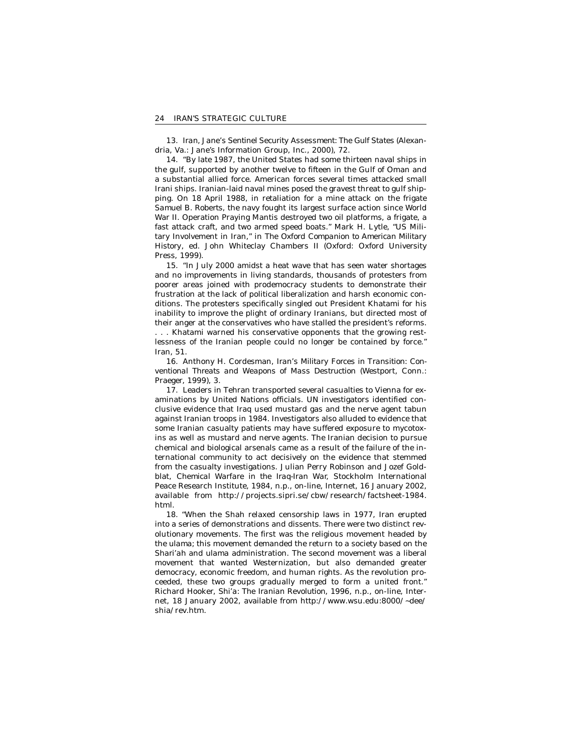13. Iran, Jane's Sentinel Security Assessment: The Gulf States (Alexandria, Va.: Jane's Information Group, Inc., 2000), 72.

14. "By late 1987, the United States had some thirteen naval ships in the gulf, supported by another twelve to fifteen in the Gulf of Oman and a substantial allied force. American forces several times attacked small Irani ships. Iranian-laid naval mines posed the gravest threat to gulf shipping. On 18 April 1988, in retaliation for a mine attack on the frigate Samuel B. Roberts, the navy fought its largest surface action since World War II. Operation Praying Mantis destroyed two oil platforms, a frigate, a fast attack craft, and two armed speed boats." Mark H. Lytle, "US Military Involvement in Iran," in The Oxford Companion to American Military History, ed. John Whiteclay Chambers II (Oxford: Oxford University Press, 1999).

15. "In July 2000 amidst a heat wave that has seen water shortages and no improvements in living standards, thousands of protesters from poorer areas joined with prodemocracy students to demonstrate their frustration at the lack of political liberalization and harsh economic conditions. The protesters specifically singled out President Khatami for his inability to improve the plight of ordinary Iranians, but directed most of their anger at the conservatives who have stalled the president's reforms. . . . Khatami warned his conservative opponents that the growing restlessness of the Iranian people could no longer be contained by force." Iran, 51.

16. Anthony H. Cordesman, Iran's Military Forces in Transition: Conventional Threats and Weapons of Mass Destruction (Westport, Conn.: Praeger, 1999), 3.

17. Leaders in Tehran transported several casualties to Vienna for examinations by United Nations officials. UN investigators identified conclusive evidence that Iraq used mustard gas and the nerve agent tabun against Iranian troops in 1984. Investigators also alluded to evidence that some Iranian casualty patients may have suffered exposure to mycotoxins as well as mustard and nerve agents. The Iranian decision to pursue chemical and biological arsenals came as a result of the failure of the international community to act decisively on the evidence that stemmed from the casualty investigations. Julian Perry Robinson and Jozef Goldblat, Chemical Warfare in the Iraq-Iran War, Stockholm International Peace Research Institute, 1984, n.p., on-line, Internet, 16 January 2002, available from http://projects.sipri.se/cbw/research/factsheet-1984.html.

18. "When the Shah relaxed censorship laws in 1977, Iran erupted into a series of demonstrations and dissents. There were two distinct revolutionary movements. The first was the religious movement headed by the ulama; this movement demanded the return to a society based on the Shari'ah and ulama administration. The second movement was a liberal movement that wanted Westernization, but also demanded greater democracy, economic freedom, and human rights. As the revolution proceeded, these two groups gradually merged to form a united front." Richard Hooker, Shi'a: The Iranian Revolution, 1996, n.p., on-line, Internet, 18 January 2002, available from http://www.wsu.edu:8000/~dee/shia/rev.htm.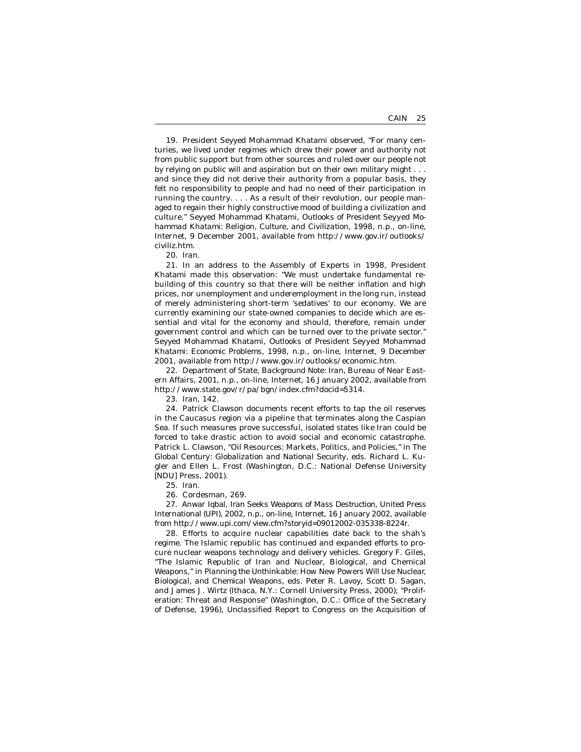19. President Seyyed Mohammad Khatami observed, "For many centuries, we lived under regimes which drew their power and authority not from public support but from other sources and ruled over our people not by relying on public will and aspiration but on their own military might . . . and since they did not derive their authority from a popular basis, they felt no responsibility to people and had no need of their participation in running the country. . . . As a result of their revolution, our people managed to regain their highly constructive mood of building a civilization and culture." Seyyed Mohammad Khatami, Outlooks of President Seyyed Mohammad Khatami: Religion, Culture, and Civilization, 1998, n.p., on-line, Internet, 9 December 2001, available from http://www.gov.ir/outlooks/civiliz.htm.

20. Iran.

21. In an address to the Assembly of Experts in 1998, President Khatami made this observation: "We must undertake fundamental rebuilding of this country so that there will be neither inflation and high prices, nor unemployment and underemployment in the long run, instead of merely administering short-term 'sedatives' to our economy. We are currently examining our state-owned companies to decide which are essential and vital for the economy and should, therefore, remain under government control and which can be turned over to the private sector." Seyyed Mohammad Khatami, Outlooks of President Seyyed Mohammad Khatami: Economic Problems, 1998, n.p., on-line, Internet, 9 December 2001, available from http://www.gov.ir/outlooks/economic.htm.

22. Department of State, Background Note: Iran, Bureau of Near Eastern Affairs, 2001, n.p., on-line, Internet, 16 January 2002, available from http://www.state.gov/r/pa/bgn/index.cfm?docid=5314.

23. Iran, 142.

24. Patrick Clawson documents recent efforts to tap the oil reserves in the Caucasus region via a pipeline that terminates along the Caspian Sea. If such measures prove successful, isolated states like Iran could be forced to take drastic action to avoid social and economic catastrophe. Patrick L. Clawson, "Oil Resources: Markets, Politics, and Policies," in The Global Century: Globalization and National Security, eds. Richard L. Kugler and Ellen L. Frost (Washington, D.C.: National Defense University [NDU] Press, 2001).

25. Iran.

26. Cordesman, 269.

27. Anwar Iqbal, Iran Seeks Weapons of Mass Destruction, United Press International (UPI), 2002, n.p., on-line, Internet, 16 January 2002, available from http://www.upi.com/view.cfm?storyid=09012002-035338-8224r.

28. Efforts to acquire nuclear capabilities date back to the shah's regime. The Islamic republic has continued and expanded efforts to procure nuclear weapons technology and delivery vehicles. Gregory F. Giles, "The Islamic Republic of Iran and Nuclear, Biological, and Chemical Weapons," in Planning the Unthinkable: How New Powers Will Use Nuclear, Biological, and Chemical Weapons, eds. Peter R. Lavoy, Scott D. Sagan, and James J. Wirtz (Ithaca, N.Y.: Cornell University Press, 2000); "Proliferation: Threat and Response" (Washington, D.C.: Office of the Secretary of Defense, 1996), Unclassified Report to Congress on the Acquisition of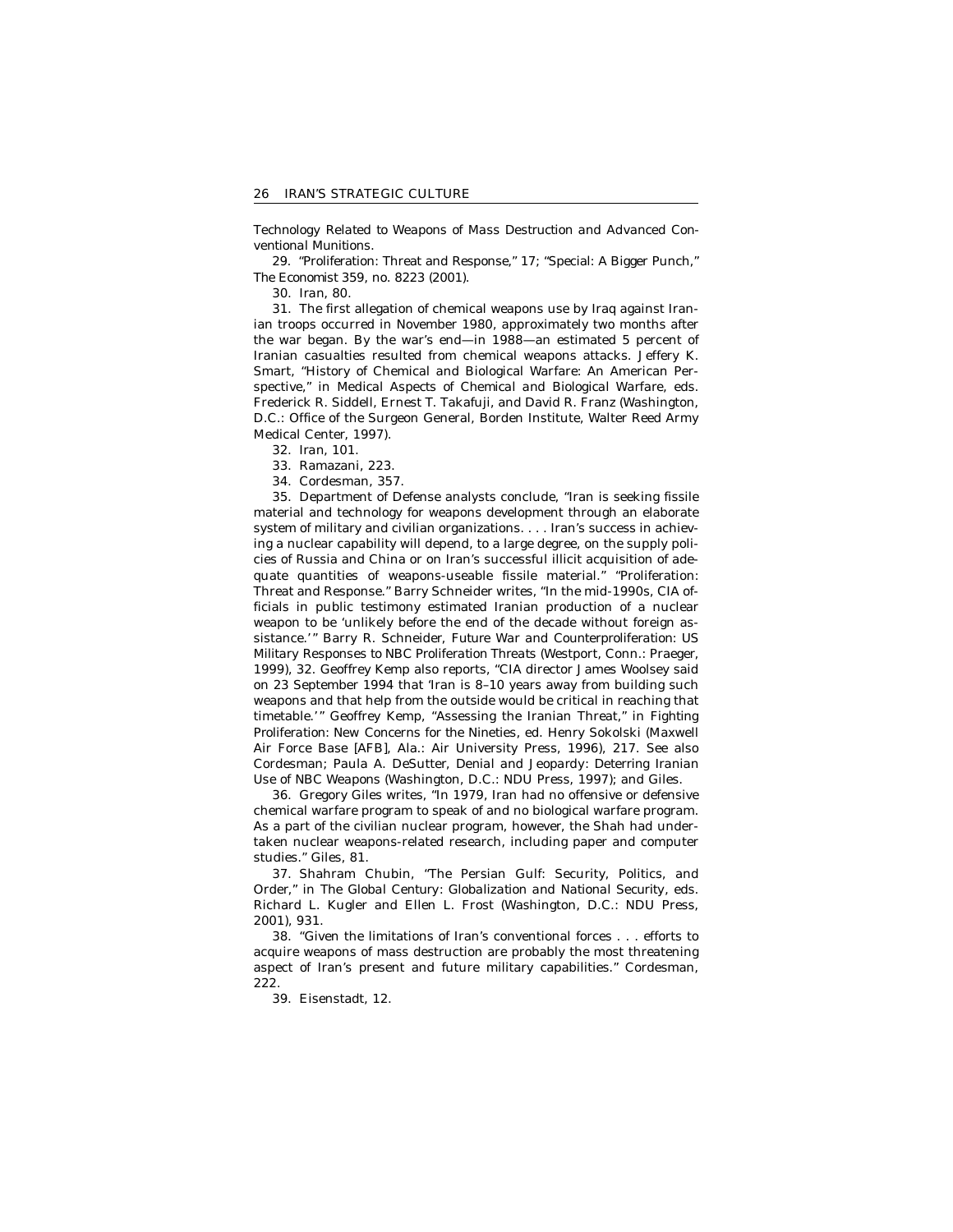*Technology Related to Weapons of Mass Destruction and Advanced Conventional Munitions*.

29. "Proliferation: Threat and Response," 17; "Special: A Bigger Punch," *The Economist* 359, no. 8223 (2001).

30. *Iran*, 80.

31. The first allegation of chemical weapons use by Iraq against Iranian troops occurred in November 1980, approximately two months after the war began. By the war's end—in 1988—an estimated 5 percent of Iranian casualties resulted from chemical weapons attacks. Jeffery K. Smart, "History of Chemical and Biological Warfare: An American Perspective," in *Medical Aspects of Chemical and Biological Warfare*, eds. Frederick R. Siddell, Ernest T. Takafuji, and David R. Franz (Washington, D.C.: Office of the Surgeon General, Borden Institute, Walter Reed Army Medical Center, 1997).

32. *Iran*, 101.

33. Ramazani, 223.

34. Cordesman, 357.

35. Department of Defense analysts conclude, "Iran is seeking fissile material and technology for weapons development through an elaborate system of military and civilian organizations. . . . Iran's success in achieving a nuclear capability will depend, to a large degree, on the supply policies of Russia and China or on Iran's successful illicit acquisition of adequate quantities of weapons-useable fissile material." "Proliferation: Threat and Response." Barry Schneider writes, "In the mid-1990s, CIA officials in public testimony estimated Iranian production of a nuclear weapon to be 'unlikely before the end of the decade without foreign assistance.'" Barry R. Schneider, *Future War and Counterproliferation: US Military Responses to NBC Proliferation Threats* (Westport, Conn.: Praeger, 1999), 32. Geoffrey Kemp also reports, "CIA director James Woolsey said on 23 September 1994 that 'Iran is 8–10 years away from building such weapons and that help from the outside would be critical in reaching that timetable.'" Geoffrey Kemp, "Assessing the Iranian Threat," in *Fighting Proliferation: New Concerns for the Nineties*, ed. Henry Sokolski (Maxwell Air Force Base [AFB], Ala.: Air University Press, 1996), 217. See also Cordesman; Paula A. DeSutter, *Denial and Jeopardy: Deterring Iranian Use of NBC Weapons* (Washington, D.C.: NDU Press, 1997); and Giles.

36. Gregory Giles writes, "In 1979, Iran had no offensive or defensive chemical warfare program to speak of and no biological warfare program. As a part of the civilian nuclear program, however, the Shah had undertaken nuclear weapons-related research, including paper and computer studies." Giles, 81.

37. Shahram Chubin, "The Persian Gulf: Security, Politics, and Order," in *The Global Century: Globalization and National Security*, eds. Richard L. Kugler and Ellen L. Frost (Washington, D.C.: NDU Press, 2001), 931.

38. "Given the limitations of Iran's conventional forces . . . efforts to acquire weapons of mass destruction are probably the most threatening aspect of Iran's present and future military capabilities." Cordesman, 222.

39. Eisenstadt, 12.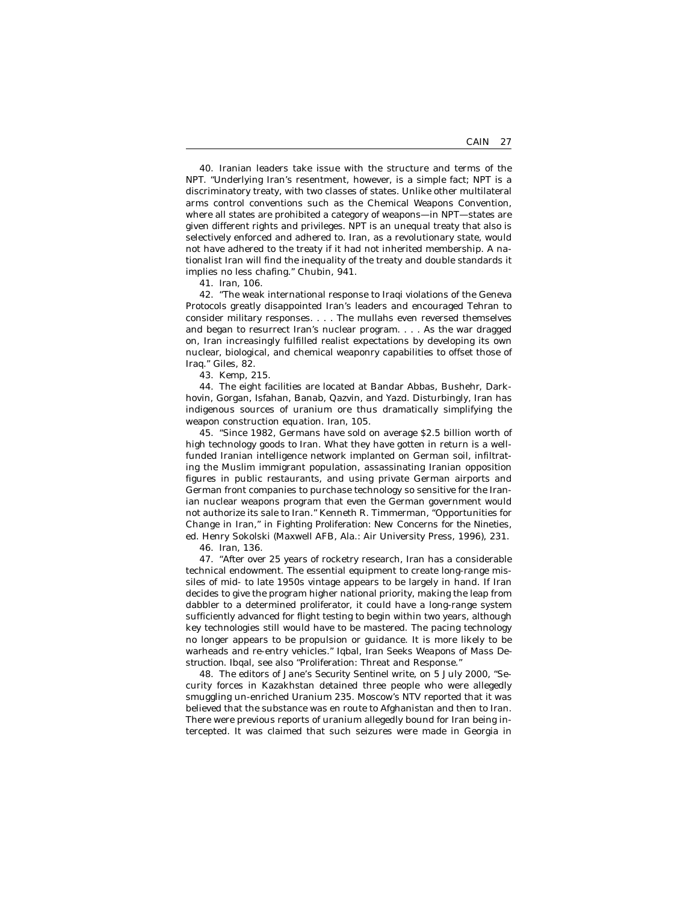40. Iranian leaders take issue with the structure and terms of the NPT. "Underlying Iran's resentment, however, is a simple fact; NPT is a discriminatory treaty, with two classes of states. Unlike other multilateral arms control conventions such as the Chemical Weapons Convention, where all states are prohibited a category of weapons—in NPT—states are given different rights and privileges. NPT is an unequal treaty that also is selectively enforced and adhered to. Iran, as a revolutionary state, would not have adhered to the treaty if it had not inherited membership. A nationalist Iran will find the inequality of the treaty and double standards it implies no less chafing." Chubin, 941.

41. *Iran*, 106.

42. "The weak international response to Iraqi violations of the Geneva Protocols greatly disappointed Iran's leaders and encouraged Tehran to consider military responses. . . . The mullahs even reversed themselves and began to resurrect Iran's nuclear program. . . . As the war dragged on, Iran increasingly fulfilled realist expectations by developing its own nuclear, biological, and chemical weaponry capabilities to offset those of Iraq." Giles, 82.

43. Kemp, 215.

44. The eight facilities are located at Bandar Abbas, Bushehr, Darkhovin, Gorgan, Isfahan, Banab, Qazvin, and Yazd. Disturbingly, Iran has indigenous sources of uranium ore thus dramatically simplifying the weapon construction equation. *Iran*, 105.

45. "Since 1982, Germans have sold on average $2.5 billion worth of high technology goods to Iran. What they have gotten in return is a well-funded Iranian intelligence network implanted on German soil, infiltrating the Muslim immigrant population, assassinating Iranian opposition figures in public restaurants, and using private German airports and German front companies to purchase technology so sensitive for the Iranian nuclear weapons program that even the German government would not authorize its sale to Iran." Kenneth R. Timmerman, "Opportunities for Change in Iran," in *Fighting Proliferation: New Concerns for the Nineties*, ed. Henry Sokolski (Maxwell AFB, Ala.: Air University Press, 1996), 231.

46. *Iran*, 136.

47. "After over 25 years of rocketry research, Iran has a considerable technical endowment. The essential equipment to create long-range missiles of mid- to late 1950s vintage appears to be largely in hand. If Iran decides to give the program higher national priority, making the leap from dabbler to a determined proliferator, it could have a long-range system sufficiently advanced for flight testing to begin within two years, although key technologies still would have to be mastered. The pacing technology no longer appears to be propulsion or guidance. It is more likely to be warheads and re-entry vehicles." Iqbal, *Iran Seeks Weapons of Mass Destruction*. Ibqal, see also "Proliferation: Threat and Response."

48. The editors of *Jane's Security Sentinel* write, on 5 July 2000, "Security forces in Kazakhstan detained three people who were allegedly smuggling un-enriched Uranium 235. Moscow's NTV reported that it was believed that the substance was en route to Afghanistan and then to Iran. There were previous reports of uranium allegedly bound for Iran being intercepted. It was claimed that such seizures were made in Georgia in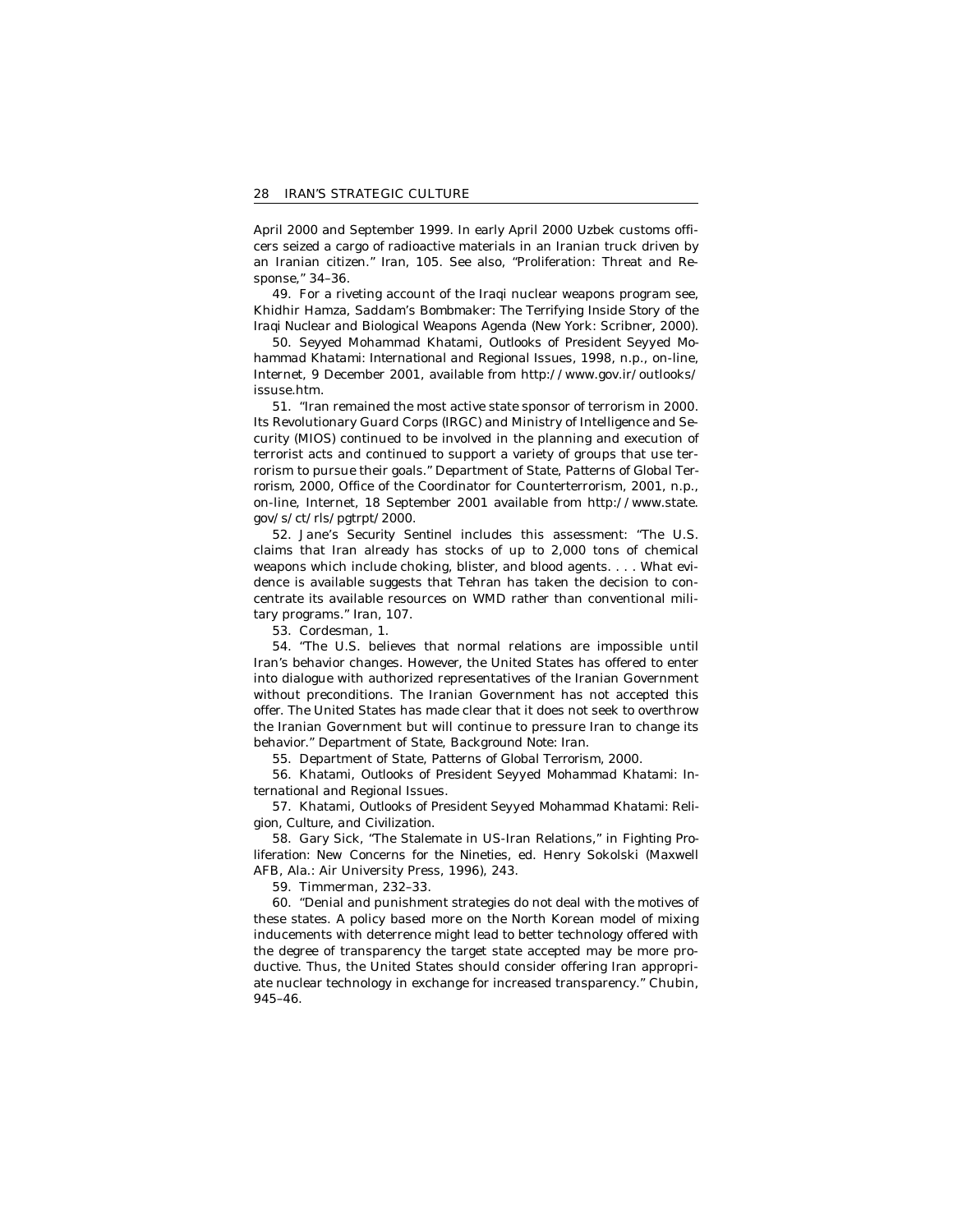April 2000 and September 1999. In early April 2000 Uzbek customs officers seized a cargo of radioactive materials in an Iranian truck driven by an Iranian citizen." Iran, 105. See also, "Proliferation: Threat and Response," 34–36.

49. For a riveting account of the Iraqi nuclear weapons program see, Khidhir Hamza, *Saddam's Bombmaker: The Terrifying Inside Story of the Iraqi Nuclear and Biological Weapons Agenda* (New York: Scribner, 2000).

50. Seyyed Mohammad Khatami, *Outlooks of President Seyyed Mohammad Khatami: International and Regional Issues*, 1998, n.p., on-line, Internet, 9 December 2001, available from http://www.gov.ir/outlooks/issuse.htm.

51. "Iran remained the most active state sponsor of terrorism in 2000. Its Revolutionary Guard Corps (IRGC) and Ministry of Intelligence and Security (MIOS) continued to be involved in the planning and execution of terrorist acts and continued to support a variety of groups that use terrorism to pursue their goals." Department of State, *Patterns of Global Terrorism, 2000*, Office of the Coordinator for Counterterrorism, 2001, n.p., on-line, Internet, 18 September 2001 available from http://www.state.gov/s/ct/rls/pgtrpt/2000.

52. *Jane's Security Sentinel* includes this assessment: "The U.S. claims that Iran already has stocks of up to 2,000 tons of chemical weapons which include choking, blister, and blood agents. . . . What evidence is available suggests that Tehran has taken the decision to concentrate its available resources on WMD rather than conventional military programs." Iran, 107.

53. Cordesman, 1.

54. "The U.S. believes that normal relations are impossible until Iran's behavior changes. However, the United States has offered to enter into dialogue with authorized representatives of the Iranian Government without preconditions. The Iranian Government has not accepted this offer. The United States has made clear that it does not seek to overthrow the Iranian Government but will continue to pressure Iran to change its behavior." Department of State, *Background Note: Iran*.

55. Department of State, *Patterns of Global Terrorism, 2000*.

56. Khatami, *Outlooks of President Seyyed Mohammad Khatami: International and Regional Issues*.

57. Khatami, *Outlooks of President Seyyed Mohammad Khatami: Religion, Culture, and Civilization*.

58. Gary Sick, "The Stalemate in US-Iran Relations," in *Fighting Proliferation: New Concerns for the Nineties*, ed. Henry Sokolski (Maxwell AFB, Ala.: Air University Press, 1996), 243.

59. Timmerman, 232–33.

60. "Denial and punishment strategies do not deal with the motives of these states. A policy based more on the North Korean model of mixing inducements with deterrence might lead to better technology offered with the degree of transparency the target state accepted may be more productive. Thus, the United States should consider offering Iran appropriate nuclear technology in exchange for increased transparency." Chubin, 945–46.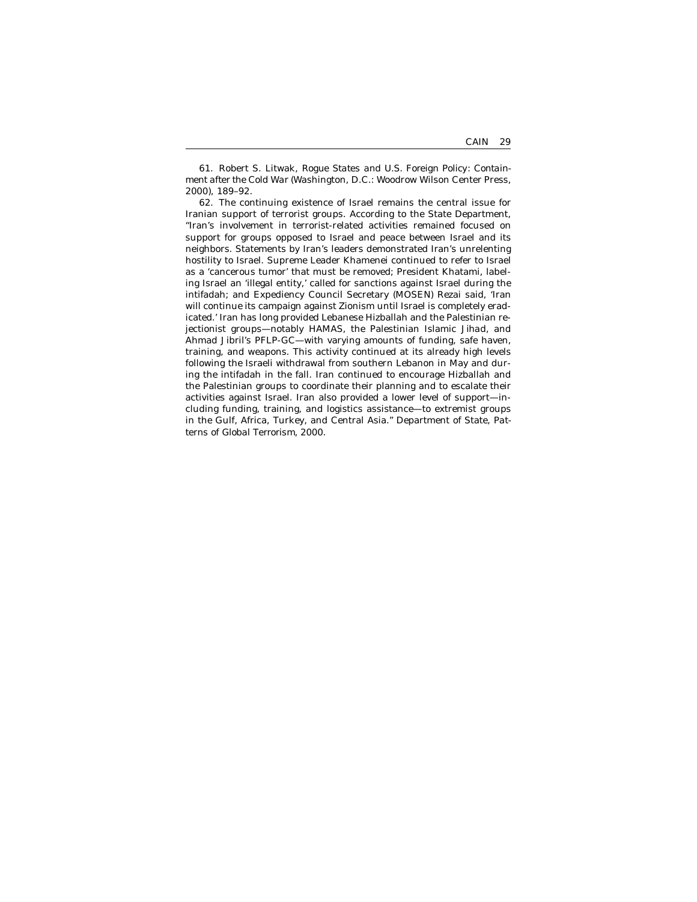61. Robert S. Litwak, *Rogue States and U.S. Foreign Policy: Containment after the Cold War* (Washington, D.C.: Woodrow Wilson Center Press, 2000), 189–92.

62. The continuing existence of Israel remains the central issue for Iranian support of terrorist groups. According to the State Department, "Iran's involvement in terrorist-related activities remained focused on support for groups opposed to Israel and peace between Israel and its neighbors. Statements by Iran's leaders demonstrated Iran's unrelenting hostility to Israel. Supreme Leader Khamenei continued to refer to Israel as a 'cancerous tumor' that must be removed; President Khatami, labeling Israel an 'illegal entity,' called for sanctions against Israel during the intifadah; and Expediency Council Secretary (MOSEN) Rezai said, 'Iran will continue its campaign against Zionism until Israel is completely eradicated.' Iran has long provided Lebanese Hizballah and the Palestinian rejectionist groups—notably HAMAS, the Palestinian Islamic Jihad, and Ahmad Jibril's PFLP-GC—with varying amounts of funding, safe haven, training, and weapons. This activity continued at its already high levels following the Israeli withdrawal from southern Lebanon in May and during the intifadah in the fall. Iran continued to encourage Hizballah and the Palestinian groups to coordinate their planning and to escalate their activities against Israel. Iran also provided a lower level of support—including funding, training, and logistics assistance—to extremist groups in the Gulf, Africa, Turkey, and Central Asia." Department of State, *Patterns of Global Terrorism, 2000*.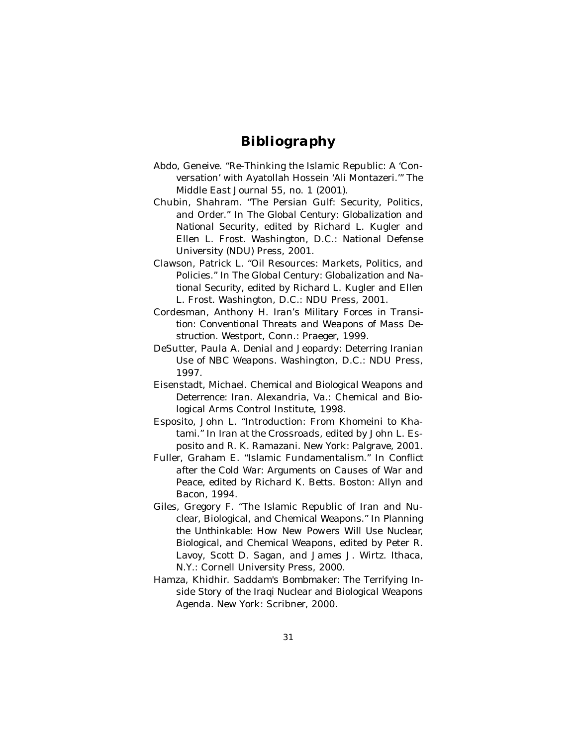# Bibliography

Abdo, Geneive. "Re-Thinking the Islamic Republic: A 'Conversation' with Ayatollah Hossein 'Ali Montazeri.'" The Middle East Journal 55, no. 1 (2001).

Chubin, Shahram. "The Persian Gulf: Security, Politics, and Order." In The Global Century: Globalization and National Security, edited by Richard L. Kugler and Ellen L. Frost. Washington, D.C.: National Defense University (NDU) Press, 2001.

Clawson, Patrick L. "Oil Resources: Markets, Politics, and Policies." In The Global Century: Globalization and National Security, edited by Richard L. Kugler and Ellen L. Frost. Washington, D.C.: NDU Press, 2001.

Cordesman, Anthony H. Iran's Military Forces in Transition: Conventional Threats and Weapons of Mass Destruction. Westport, Conn.: Praeger, 1999.

DeSutter, Paula A. Denial and Jeopardy: Deterring Iranian Use of NBC Weapons. Washington, D.C.: NDU Press, 1997.

Eisenstadt, Michael. Chemical and Biological Weapons and Deterrence: Iran. Alexandria, Va.: Chemical and Biological Arms Control Institute, 1998.

Esposito, John L. "Introduction: From Khomeini to Khatami." In Iran at the Crossroads, edited by John L. Esposito and R. K. Ramazani. New York: Palgrave, 2001.

Fuller, Graham E. "Islamic Fundamentalism." In Conflict after the Cold War: Arguments on Causes of War and Peace, edited by Richard K. Betts. Boston: Allyn and Bacon, 1994.

Giles, Gregory F. "The Islamic Republic of Iran and Nuclear, Biological, and Chemical Weapons." In Planning the Unthinkable: How New Powers Will Use Nuclear, Biological, and Chemical Weapons, edited by Peter R. Lavoy, Scott D. Sagan, and James J. Wirtz. Ithaca, N.Y.: Cornell University Press, 2000.

Hamza, Khidhir. Saddam's Bombmaker: The Terrifying Inside Story of the Iraqi Nuclear and Biological Weapons Agenda. New York: Scribner, 2000.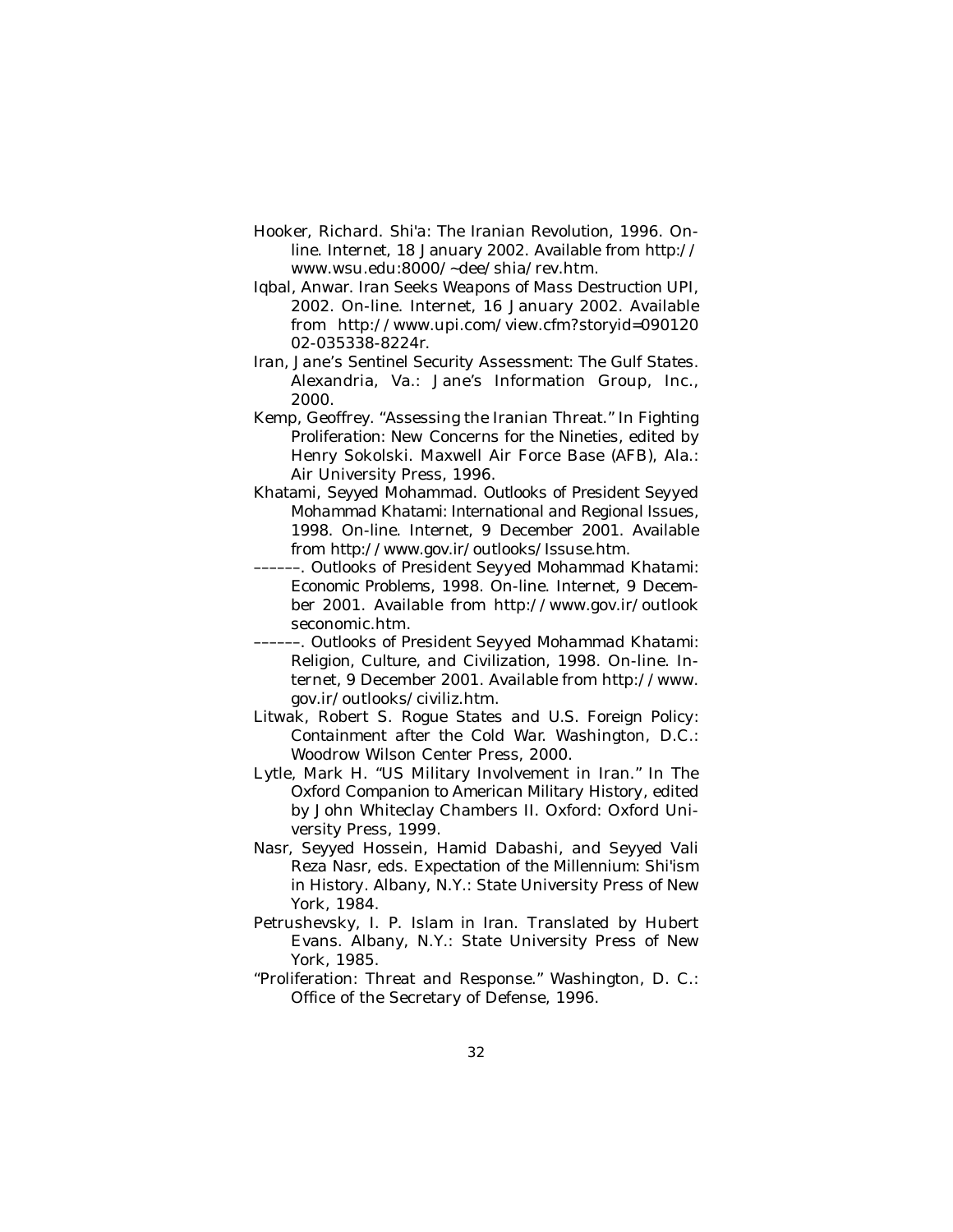Hooker, Richard. Shi'a: The Iranian Revolution, 1996. On-line. Internet, 18 January 2002. Available from http://www.wsu.edu:8000/~dee/shia/rev.htm.

Iqbal, Anwar. Iran Seeks Weapons of Mass Destruction UPI, 2002. On-line. Internet, 16 January 2002. Available from http://www.upi.com/view.cfm?storyid=09012002-035338-8224r.

Iran, Jane's Sentinel Security Assessment: The Gulf States. Alexandria, Va.: Jane's Information Group, Inc., 2000.

Kemp, Geoffrey. "Assessing the Iranian Threat." In Fighting Proliferation: New Concerns for the Nineties, edited by Henry Sokolski. Maxwell Air Force Base (AFB), Ala.: Air University Press, 1996.

Khatami, Seyyed Mohammad. Outlooks of President Seyyed Mohammad Khatami: International and Regional Issues, 1998. On-line. Internet, 9 December 2001. Available from http://www.gov.ir/outlooks/Issuse.htm.

––––––. Outlooks of President Seyyed Mohammad Khatami: Economic Problems, 1998. On-line. Internet, 9 December 2001. Available from http://www.gov.ir/outlookseconomic.htm.

––––––. Outlooks of President Seyyed Mohammad Khatami: Religion, Culture, and Civilization, 1998. On-line. Internet, 9 December 2001. Available from http://www.gov.ir/outlooks/civiliz.htm.

Litwak, Robert S. Rogue States and U.S. Foreign Policy: Containment after the Cold War. Washington, D.C.: Woodrow Wilson Center Press, 2000.

Lytle, Mark H. "US Military Involvement in Iran." In The Oxford Companion to American Military History, edited by John Whiteclay Chambers II. Oxford: Oxford University Press, 1999.

Nasr, Seyyed Hossein, Hamid Dabashi, and Seyyed Vali Reza Nasr, eds. Expectation of the Millennium: Shi'ism in History. Albany, N.Y.: State University Press of New York, 1984.

Petrushevsky, I. P. Islam in Iran. Translated by Hubert Evans. Albany, N.Y.: State University Press of New York, 1985.

"Proliferation: Threat and Response." Washington, D. C.: Office of the Secretary of Defense, 1996.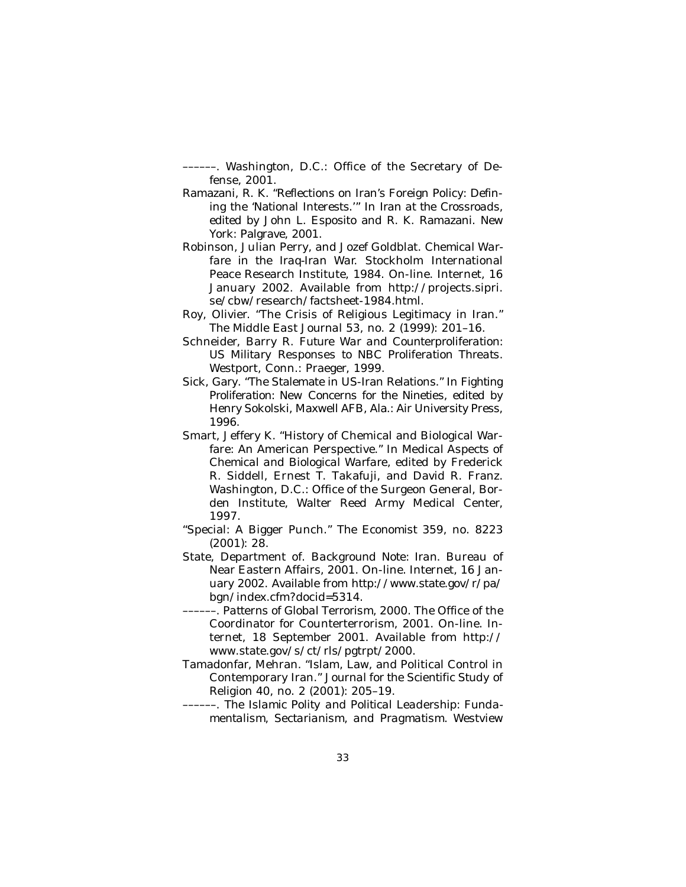––––––. Washington, D.C.: Office of the Secretary of Defense, 2001.

Ramazani, R. K. "Reflections on Iran's Foreign Policy: Defining the 'National Interests.'" In Iran at the Crossroads, edited by John L. Esposito and R. K. Ramazani. New York: Palgrave, 2001.

Robinson, Julian Perry, and Jozef Goldblat. Chemical Warfare in the Iraq-Iran War. Stockholm International Peace Research Institute, 1984. On-line. Internet, 16 January 2002. Available from http://projects.sipri.se/cbw/research/factsheet-1984.html.

Roy, Olivier. "The Crisis of Religious Legitimacy in Iran." The Middle East Journal 53, no. 2 (1999): 201–16.

Schneider, Barry R. Future War and Counterproliferation: US Military Responses to NBC Proliferation Threats. Westport, Conn.: Praeger, 1999.

Sick, Gary. "The Stalemate in US-Iran Relations." In Fighting Proliferation: New Concerns for the Nineties, edited by Henry Sokolski, Maxwell AFB, Ala.: Air University Press, 1996.

Smart, Jeffery K. "History of Chemical and Biological Warfare: An American Perspective." In Medical Aspects of Chemical and Biological Warfare, edited by Frederick R. Siddell, Ernest T. Takafuji, and David R. Franz. Washington, D.C.: Office of the Surgeon General, Borden Institute, Walter Reed Army Medical Center, 1997.

"Special: A Bigger Punch." The Economist 359, no. 8223 (2001): 28.

State, Department of. Background Note: Iran. Bureau of Near Eastern Affairs, 2001. On-line. Internet, 16 January 2002. Available from http://www.state.gov/r/pa/bgn/index.cfm?docid=5314.

––––––. Patterns of Global Terrorism, 2000. The Office of the Coordinator for Counterterrorism, 2001. On-line. Internet, 18 September 2001. Available from http://www.state.gov/s/ct/rls/pgtrpt/2000.

Tamadonfar, Mehran. "Islam, Law, and Political Control in Contemporary Iran." Journal for the Scientific Study of Religion 40, no. 2 (2001): 205–19.

––––––. The Islamic Polity and Political Leadership: Fundamentalism, Sectarianism, and Pragmatism. Westview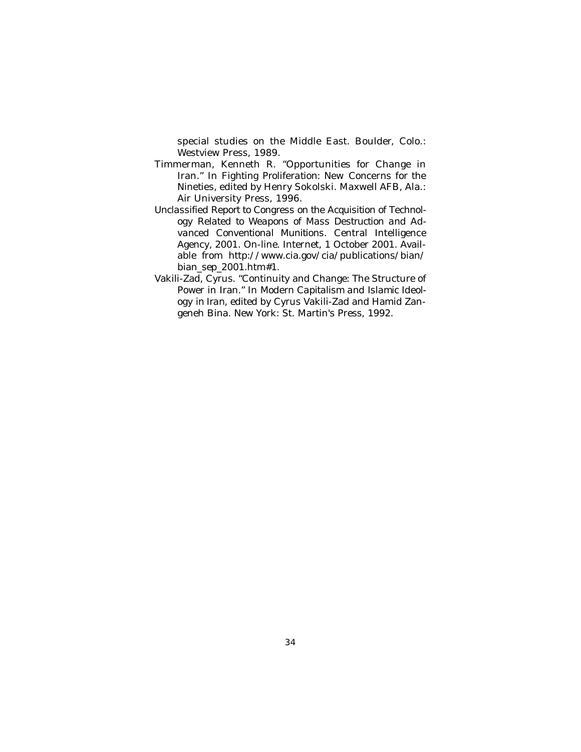special studies on the Middle East. Boulder, Colo.: Westview Press, 1989.

Timmerman, Kenneth R. "Opportunities for Change in Iran." In Fighting Proliferation: New Concerns for the Nineties, edited by Henry Sokolski. Maxwell AFB, Ala.: Air University Press, 1996.

Unclassified Report to Congress on the Acquisition of Technology Related to Weapons of Mass Destruction and Advanced Conventional Munitions. Central Intelligence Agency, 2001. On-line. Internet, 1 October 2001. Available from http://www.cia.gov/cia/publications/bian/bian_sep_2001.htm#1.

Vakili-Zad, Cyrus. "Continuity and Change: The Structure of Power in Iran." In Modern Capitalism and Islamic Ideology in Iran, edited by Cyrus Vakili-Zad and Hamid Zangeneh Bina. New York: St. Martin's Press, 1992.